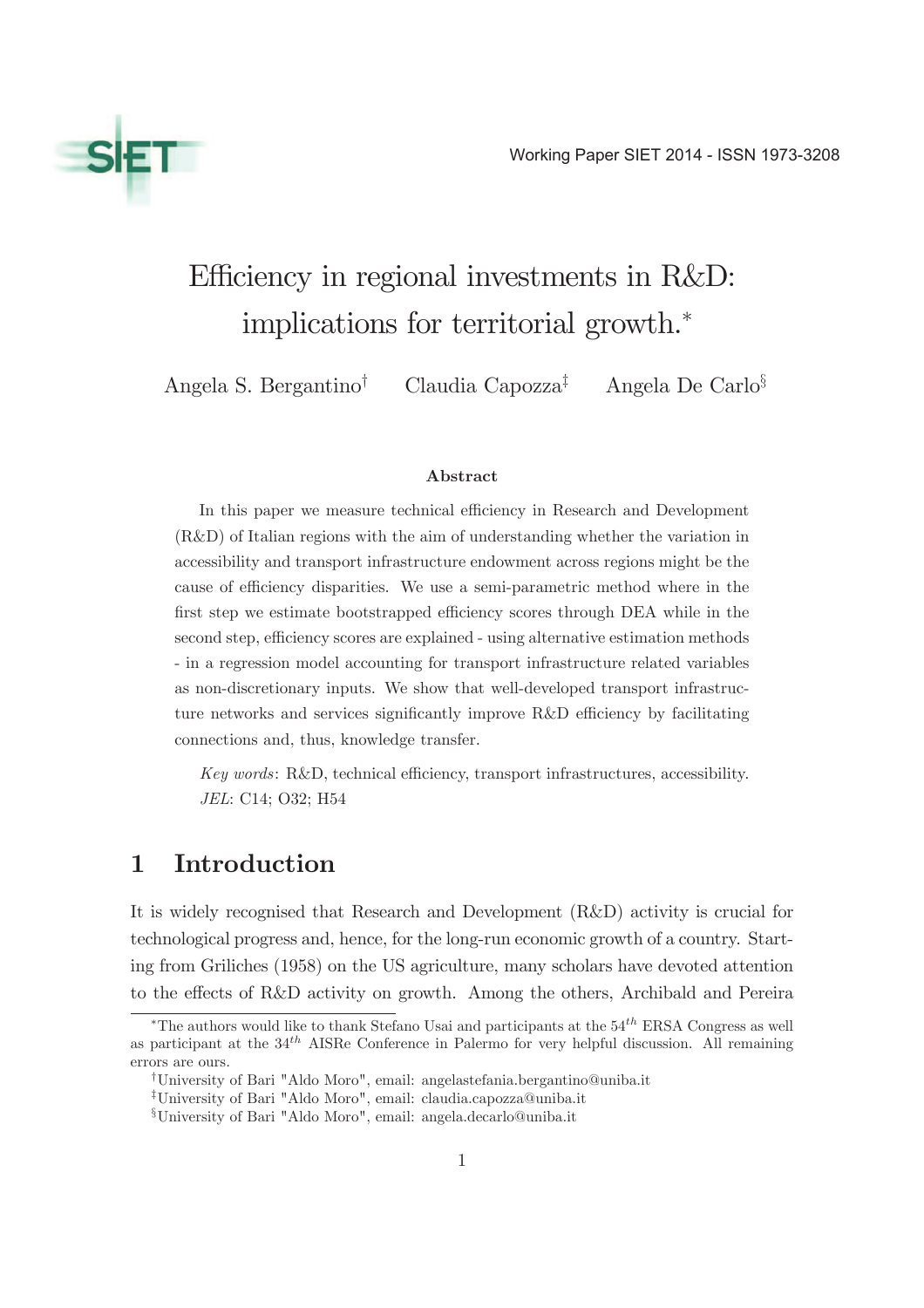Working Paper SIET 2014 - ISSN 1973-3208

# Efficiency in regional investments in R&D: implications for territorial growth.*

Angela S. Bergantino[†] Claudia Capozza[‡] Angela De Carlo[§]

### Abstract

In this paper we measure technical efficiency in Research and Development (R&D) of Italian regions with the aim of understanding whether the variation in accessibility and transport infrastructure endowment across regions might be the cause of efficiency disparities. We use a semi-parametric method where in the first step we estimate bootstrapped efficiency scores through DEA while in the second step, efficiency scores are explained - using alternative estimation methods - in a regression model accounting for transport infrastructure related variables as non-discretionary inputs. We show that well-developed transport infrastructure networks and services significantly improve R&D efficiency by facilitating connections and, thus, knowledge transfer.

*Key words*: R&D, technical efficiency, transport infrastructures, accessibility.
*JEL*: C14; O32; H54

## 1 Introduction

It is widely recognised that Research and Development (R&D) activity is crucial for technological progress and, hence, for the long-run economic growth of a country. Starting from Griliches (1958) on the US agriculture, many scholars have devoted attention to the effects of R&D activity on growth. Among the others, Archibald and Pereira

---

*The authors would like to thank Stefano Usai and participants at the 54$^{th}$ ERSA Congress as well as participant at the 34$^{th}$ AISRe Conference in Palermo for very helpful discussion. All remaining errors are ours.

[†]University of Bari "Aldo Moro", email: angelastefania.bergantino@uniba.it

[‡]University of Bari "Aldo Moro", email: claudia.capozza@uniba.it

[§]University of Bari "Aldo Moro", email: angela.decarlo@uniba.it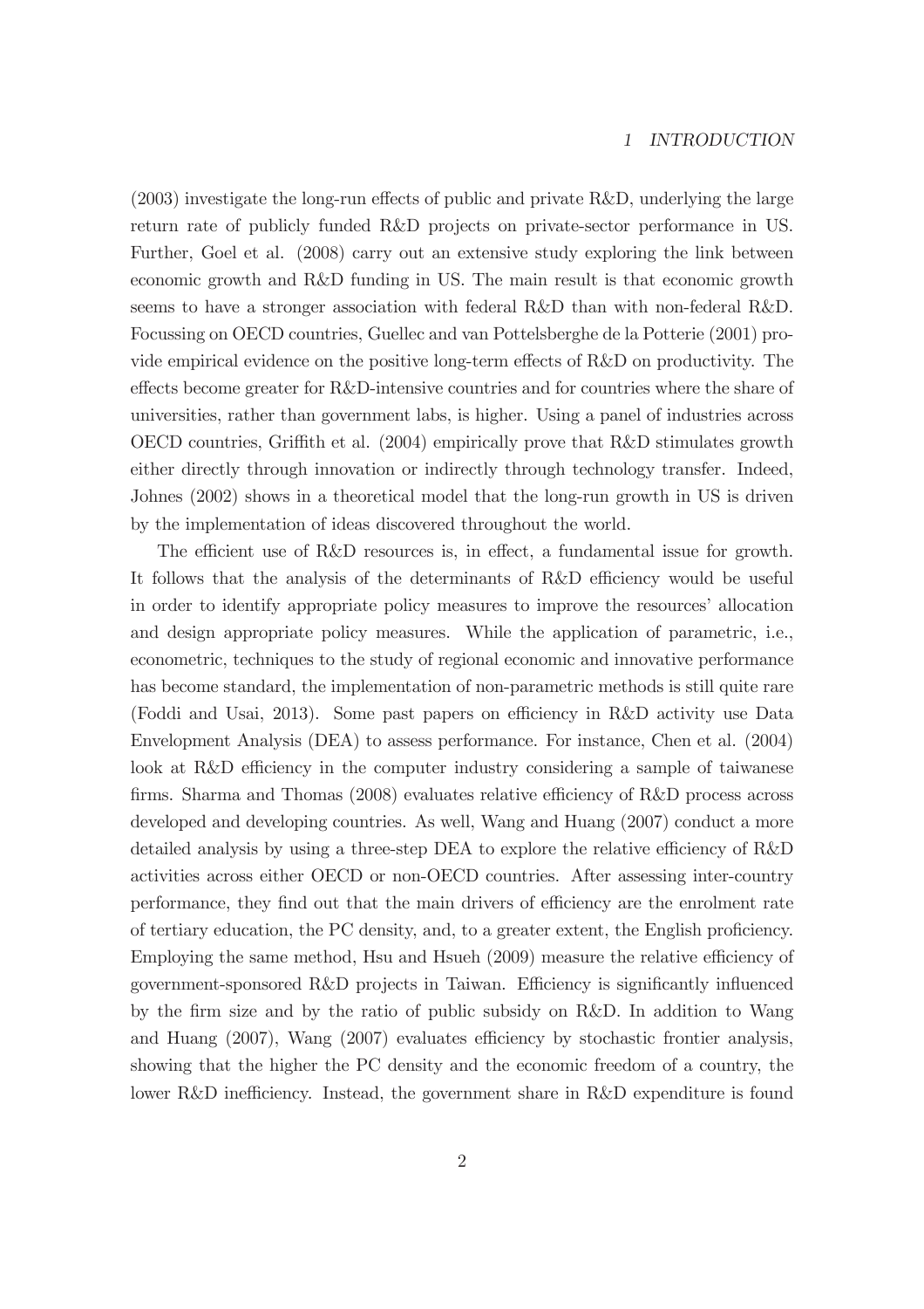(2003) investigate the long-run effects of public and private R&D, underlying the large return rate of publicly funded R&D projects on private-sector performance in US. Further, Goel et al. (2008) carry out an extensive study exploring the link between economic growth and R&D funding in US. The main result is that economic growth seems to have a stronger association with federal R&D than with non-federal R&D. Focussing on OECD countries, Guellec and van Pottelsberghe de la Potterie (2001) provide empirical evidence on the positive long-term effects of R&D on productivity. The effects become greater for R&D-intensive countries and for countries where the share of universities, rather than government labs, is higher. Using a panel of industries across OECD countries, Griffith et al. (2004) empirically prove that R&D stimulates growth either directly through innovation or indirectly through technology transfer. Indeed, Johnes (2002) shows in a theoretical model that the long-run growth in US is driven by the implementation of ideas discovered throughout the world.

The efficient use of R&D resources is, in effect, a fundamental issue for growth. It follows that the analysis of the determinants of R&D efficiency would be useful in order to identify appropriate policy measures to improve the resources' allocation and design appropriate policy measures. While the application of parametric, i.e., econometric, techniques to the study of regional economic and innovative performance has become standard, the implementation of non-parametric methods is still quite rare (Foddi and Usai, 2013). Some past papers on efficiency in R&D activity use Data Envelopment Analysis (DEA) to assess performance. For instance, Chen et al. (2004) look at R&D efficiency in the computer industry considering a sample of taiwanese firms. Sharma and Thomas (2008) evaluates relative efficiency of R&D process across developed and developing countries. As well, Wang and Huang (2007) conduct a more detailed analysis by using a three-step DEA to explore the relative efficiency of R&D activities across either OECD or non-OECD countries. After assessing inter-country performance, they find out that the main drivers of efficiency are the enrolment rate of tertiary education, the PC density, and, to a greater extent, the English proficiency. Employing the same method, Hsu and Hsueh (2009) measure the relative efficiency of government-sponsored R&D projects in Taiwan. Efficiency is significantly influenced by the firm size and by the ratio of public subsidy on R&D. In addition to Wang and Huang (2007), Wang (2007) evaluates efficiency by stochastic frontier analysis, showing that the higher the PC density and the economic freedom of a country, the lower R&D inefficiency. Instead, the government share in R&D expenditure is found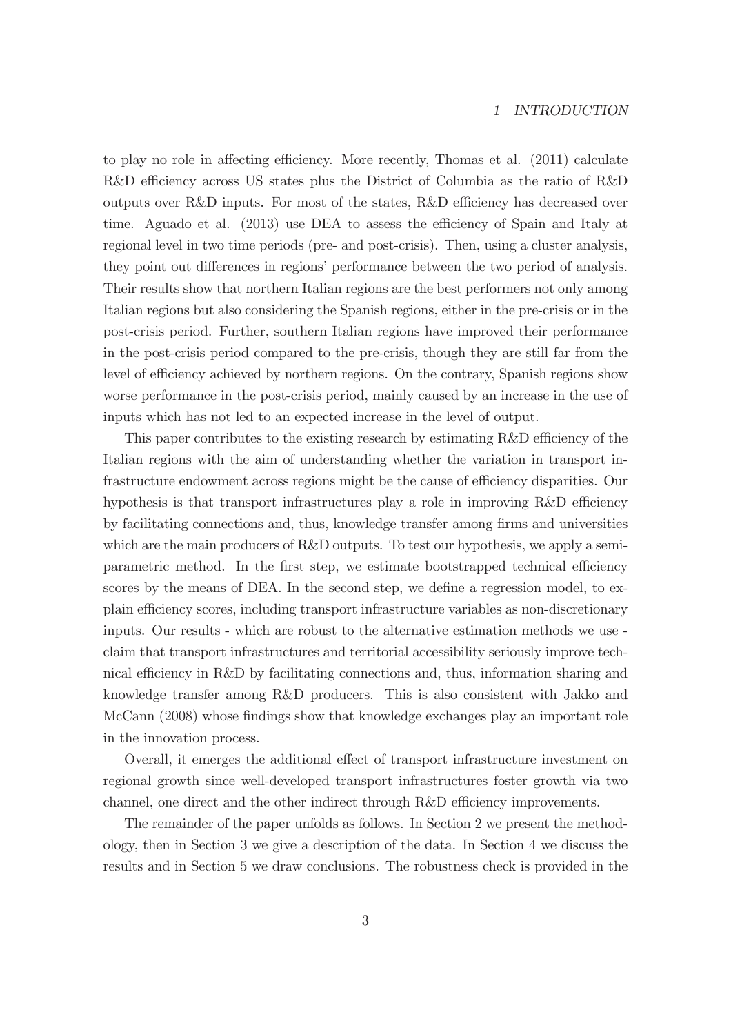to play no role in affecting efficiency. More recently, Thomas et al. (2011) calculate R&D efficiency across US states plus the District of Columbia as the ratio of R&D outputs over R&D inputs. For most of the states, R&D efficiency has decreased over time. Aguado et al. (2013) use DEA to assess the efficiency of Spain and Italy at regional level in two time periods (pre- and post-crisis). Then, using a cluster analysis, they point out differences in regions' performance between the two period of analysis. Their results show that northern Italian regions are the best performers not only among Italian regions but also considering the Spanish regions, either in the pre-crisis or in the post-crisis period. Further, southern Italian regions have improved their performance in the post-crisis period compared to the pre-crisis, though they are still far from the level of efficiency achieved by northern regions. On the contrary, Spanish regions show worse performance in the post-crisis period, mainly caused by an increase in the use of inputs which has not led to an expected increase in the level of output.

This paper contributes to the existing research by estimating R&D efficiency of the Italian regions with the aim of understanding whether the variation in transport infrastructure endowment across regions might be the cause of efficiency disparities. Our hypothesis is that transport infrastructures play a role in improving R&D efficiency by facilitating connections and, thus, knowledge transfer among firms and universities which are the main producers of R&D outputs. To test our hypothesis, we apply a semi-parametric method. In the first step, we estimate bootstrapped technical efficiency scores by the means of DEA. In the second step, we define a regression model, to explain efficiency scores, including transport infrastructure variables as non-discretionary inputs. Our results - which are robust to the alternative estimation methods we use - claim that transport infrastructures and territorial accessibility seriously improve technical efficiency in R&D by facilitating connections and, thus, information sharing and knowledge transfer among R&D producers. This is also consistent with Jakko and McCann (2008) whose findings show that knowledge exchanges play an important role in the innovation process.

Overall, it emerges the additional effect of transport infrastructure investment on regional growth since well-developed transport infrastructures foster growth via two channel, one direct and the other indirect through R&D efficiency improvements.

The remainder of the paper unfolds as follows. In Section 2 we present the methodology, then in Section 3 we give a description of the data. In Section 4 we discuss the results and in Section 5 we draw conclusions. The robustness check is provided in the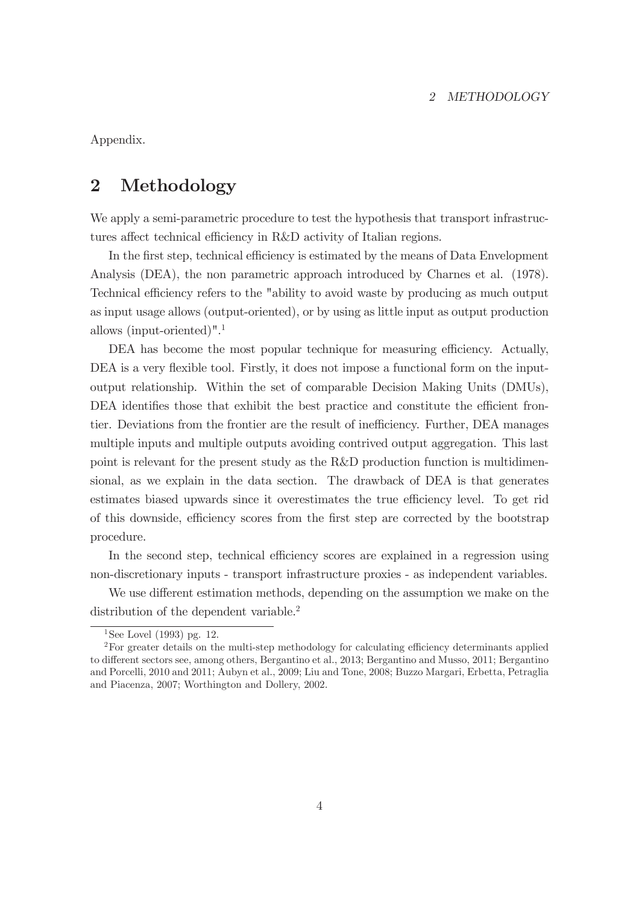Appendix.

## 2 Methodology

We apply a semi-parametric procedure to test the hypothesis that transport infrastructures affect technical efficiency in R&D activity of Italian regions.

In the first step, technical efficiency is estimated by the means of Data Envelopment Analysis (DEA), the non parametric approach introduced by Charnes et al. (1978). Technical efficiency refers to the "ability to avoid waste by producing as much output as input usage allows (output-oriented), or by using as little input as output production allows (input-oriented)".[1]

DEA has become the most popular technique for measuring efficiency. Actually, DEA is a very flexible tool. Firstly, it does not impose a functional form on the input-output relationship. Within the set of comparable Decision Making Units (DMUs), DEA identifies those that exhibit the best practice and constitute the efficient frontier. Deviations from the frontier are the result of inefficiency. Further, DEA manages multiple inputs and multiple outputs avoiding contrived output aggregation. This last point is relevant for the present study as the R&D production function is multidimensional, as we explain in the data section. The drawback of DEA is that generates estimates biased upwards since it overestimates the true efficiency level. To get rid of this downside, efficiency scores from the first step are corrected by the bootstrap procedure.

In the second step, technical efficiency scores are explained in a regression using non-discretionary inputs - transport infrastructure proxies - as independent variables.

We use different estimation methods, depending on the assumption we make on the distribution of the dependent variable.[2]

---

[1] See Lovel (1993) pg. 12.

[2] For greater details on the multi-step methodology for calculating efficiency determinants applied to different sectors see, among others, Bergantino et al., 2013; Bergantino and Musso, 2011; Bergantino and Porcelli, 2010 and 2011; Aubyn et al., 2009; Liu and Tone, 2008; Buzzo Margari, Erbetta, Petraglia and Piacenza, 2007; Worthington and Dollery, 2002.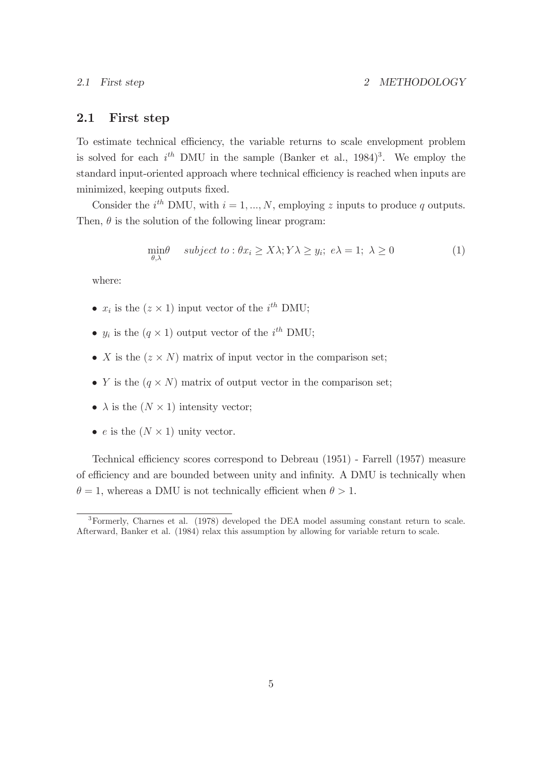## 2.1 First step

To estimate technical efficiency, the variable returns to scale envelopment problem is solved for each $i^{th}$ DMU in the sample (Banker et al., 1984)[3]. We employ the standard input-oriented approach where technical efficiency is reached when inputs are minimized, keeping outputs fixed.

Consider the $i^{th}$ DMU, with $i = 1, ..., N$, employing $z$ inputs to produce $q$ outputs. Then, $\theta$ is the solution of the following linear program:

$$\min_{\theta,\lambda} \theta \quad subject\ to: \theta x_i \geq X\lambda; Y\lambda \geq y_i;\ e\lambda = 1;\ \lambda \geq 0 \tag{1}$$

where:

- $x_i$ is the $(z \times 1)$ input vector of the $i^{th}$ DMU;
- $y_i$ is the $(q \times 1)$ output vector of the $i^{th}$ DMU;
- $X$ is the $(z \times N)$ matrix of input vector in the comparison set;
- $Y$ is the $(q \times N)$ matrix of output vector in the comparison set;
- $\lambda$ is the $(N \times 1)$ intensity vector;
- $e$ is the $(N \times 1)$ unity vector.

Technical efficiency scores correspond to Debreau (1951) - Farrell (1957) measure of efficiency and are bounded between unity and infinity. A DMU is technically when $\theta = 1$, whereas a DMU is not technically efficient when $\theta > 1$.

[3] Formerly, Charnes et al. (1978) developed the DEA model assuming constant return to scale. Afterward, Banker et al. (1984) relax this assumption by allowing for variable return to scale.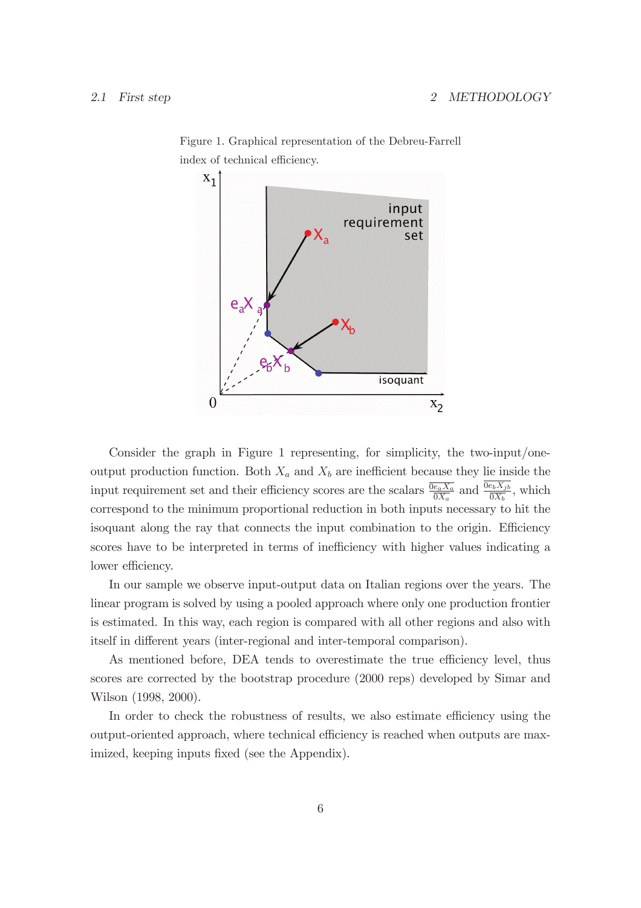Figure 1. Graphical representation of the Debreu-Farrell index of technical efficiency.

Consider the graph in Figure 1 representing, for simplicity, the two-input/one-output production function. Both $X_a$ and $X_b$ are inefficient because they lie inside the input requirement set and their efficiency scores are the scalars $\frac{\overline{0e_aX_a}}{\overline{0X_a}}$ and $\frac{\overline{0e_bX_{jb}}}{\overline{0X_b}}$, which correspond to the minimum proportional reduction in both inputs necessary to hit the isoquant along the ray that connects the input combination to the origin. Efficiency scores have to be interpreted in terms of inefficiency with higher values indicating a lower efficiency.

In our sample we observe input-output data on Italian regions over the years. The linear program is solved by using a pooled approach where only one production frontier is estimated. In this way, each region is compared with all other regions and also with itself in different years (inter-regional and inter-temporal comparison).

As mentioned before, DEA tends to overestimate the true efficiency level, thus scores are corrected by the bootstrap procedure (2000 reps) developed by Simar and Wilson (1998, 2000).

In order to check the robustness of results, we also estimate efficiency using the output-oriented approach, where technical efficiency is reached when outputs are maximized, keeping inputs fixed (see the Appendix).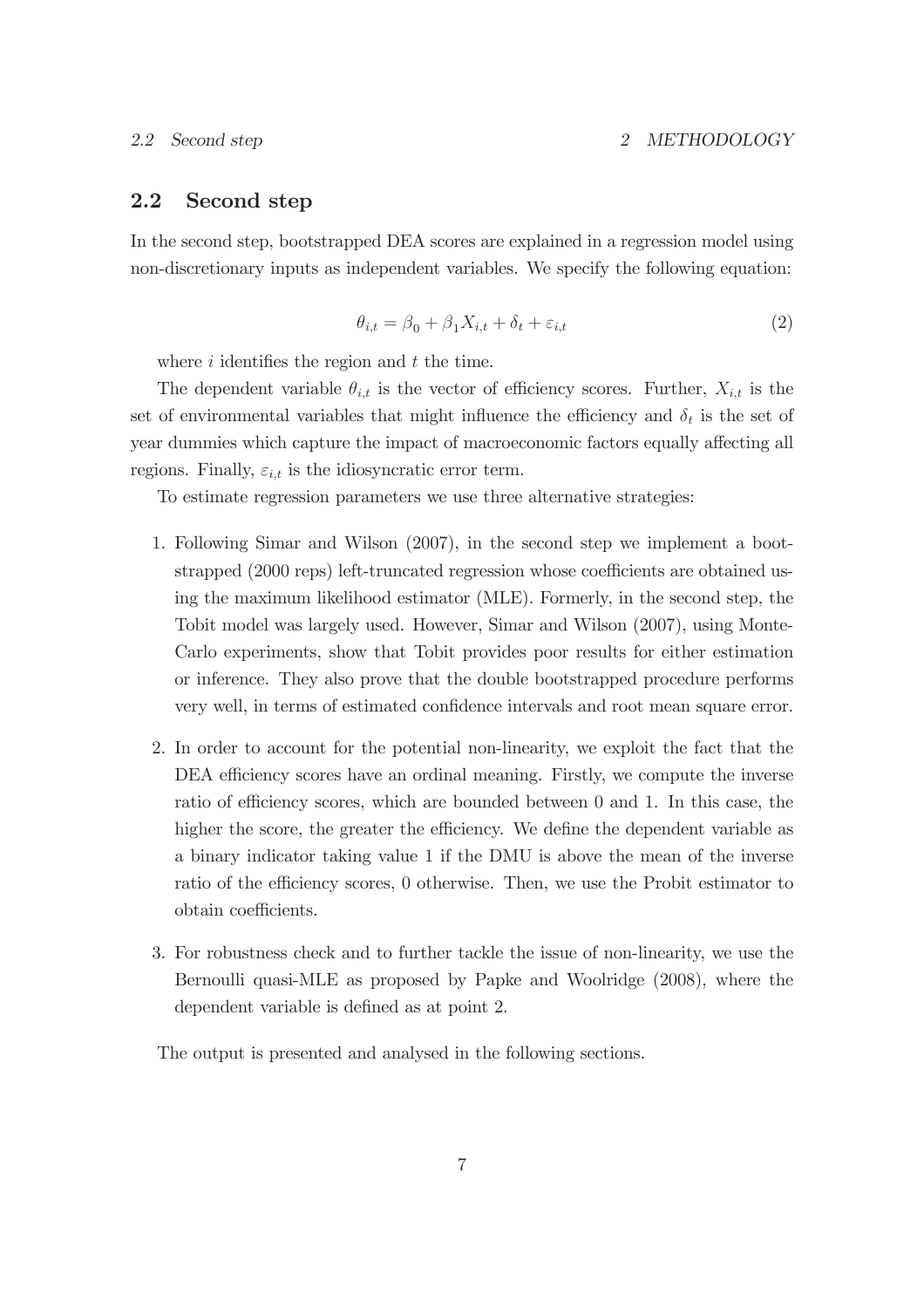## 2.2 Second step

In the second step, bootstrapped DEA scores are explained in a regression model using non-discretionary inputs as independent variables. We specify the following equation:

$$\theta_{i,t} = \beta_0 + \beta_1 X_{i,t} + \delta_t + \varepsilon_{i,t} \tag{2}$$

where $i$ identifies the region and $t$ the time.

The dependent variable $\theta_{i,t}$ is the vector of efficiency scores. Further, $X_{i,t}$ is the set of environmental variables that might influence the efficiency and $\delta_t$ is the set of year dummies which capture the impact of macroeconomic factors equally affecting all regions. Finally, $\varepsilon_{i,t}$ is the idiosyncratic error term.

To estimate regression parameters we use three alternative strategies:

1. Following Simar and Wilson (2007), in the second step we implement a bootstrapped (2000 reps) left-truncated regression whose coefficients are obtained using the maximum likelihood estimator (MLE). Formerly, in the second step, the Tobit model was largely used. However, Simar and Wilson (2007), using Monte-Carlo experiments, show that Tobit provides poor results for either estimation or inference. They also prove that the double bootstrapped procedure performs very well, in terms of estimated confidence intervals and root mean square error.

2. In order to account for the potential non-linearity, we exploit the fact that the DEA efficiency scores have an ordinal meaning. Firstly, we compute the inverse ratio of efficiency scores, which are bounded between 0 and 1. In this case, the higher the score, the greater the efficiency. We define the dependent variable as a binary indicator taking value 1 if the DMU is above the mean of the inverse ratio of the efficiency scores, 0 otherwise. Then, we use the Probit estimator to obtain coefficients.

3. For robustness check and to further tackle the issue of non-linearity, we use the Bernoulli quasi-MLE as proposed by Papke and Woolridge (2008), where the dependent variable is defined as at point 2.

The output is presented and analysed in the following sections.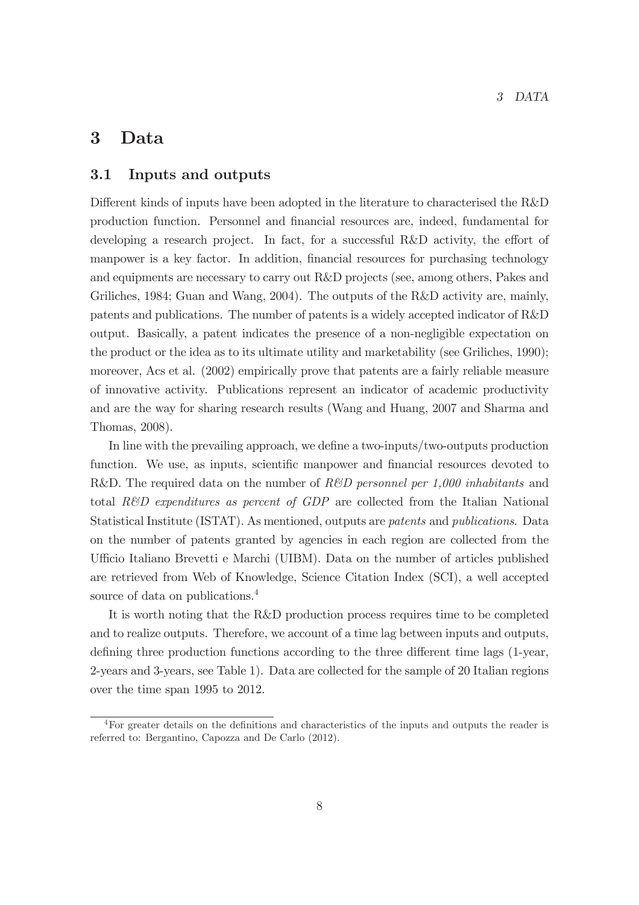# 3 Data

## 3.1 Inputs and outputs

Different kinds of inputs have been adopted in the literature to characterised the R&D production function. Personnel and financial resources are, indeed, fundamental for developing a research project. In fact, for a successful R&D activity, the effort of manpower is a key factor. In addition, financial resources for purchasing technology and equipments are necessary to carry out R&D projects (see, among others, Pakes and Griliches, 1984; Guan and Wang, 2004). The outputs of the R&D activity are, mainly, patents and publications. The number of patents is a widely accepted indicator of R&D output. Basically, a patent indicates the presence of a non-negligible expectation on the product or the idea as to its ultimate utility and marketability (see Griliches, 1990); moreover, Acs et al. (2002) empirically prove that patents are a fairly reliable measure of innovative activity. Publications represent an indicator of academic productivity and are the way for sharing research results (Wang and Huang, 2007 and Sharma and Thomas, 2008).

In line with the prevailing approach, we define a two-inputs/two-outputs production function. We use, as inputs, scientific manpower and financial resources devoted to R&D. The required data on the number of *R&D personnel per 1,000 inhabitants* and total *R&D expenditures as percent of GDP* are collected from the Italian National Statistical Institute (ISTAT). As mentioned, outputs are *patents* and *publications*. Data on the number of patents granted by agencies in each region are collected from the Ufficio Italiano Brevetti e Marchi (UIBM). Data on the number of articles published are retrieved from Web of Knowledge, Science Citation Index (SCI), a well accepted source of data on publications.[4]

It is worth noting that the R&D production process requires time to be completed and to realize outputs. Therefore, we account of a time lag between inputs and outputs, defining three production functions according to the three different time lags (1-year, 2-years and 3-years, see Table 1). Data are collected for the sample of 20 Italian regions over the time span 1995 to 2012.

[4]For greater details on the definitions and characteristics of the inputs and outputs the reader is referred to: Bergantino, Capozza and De Carlo (2012).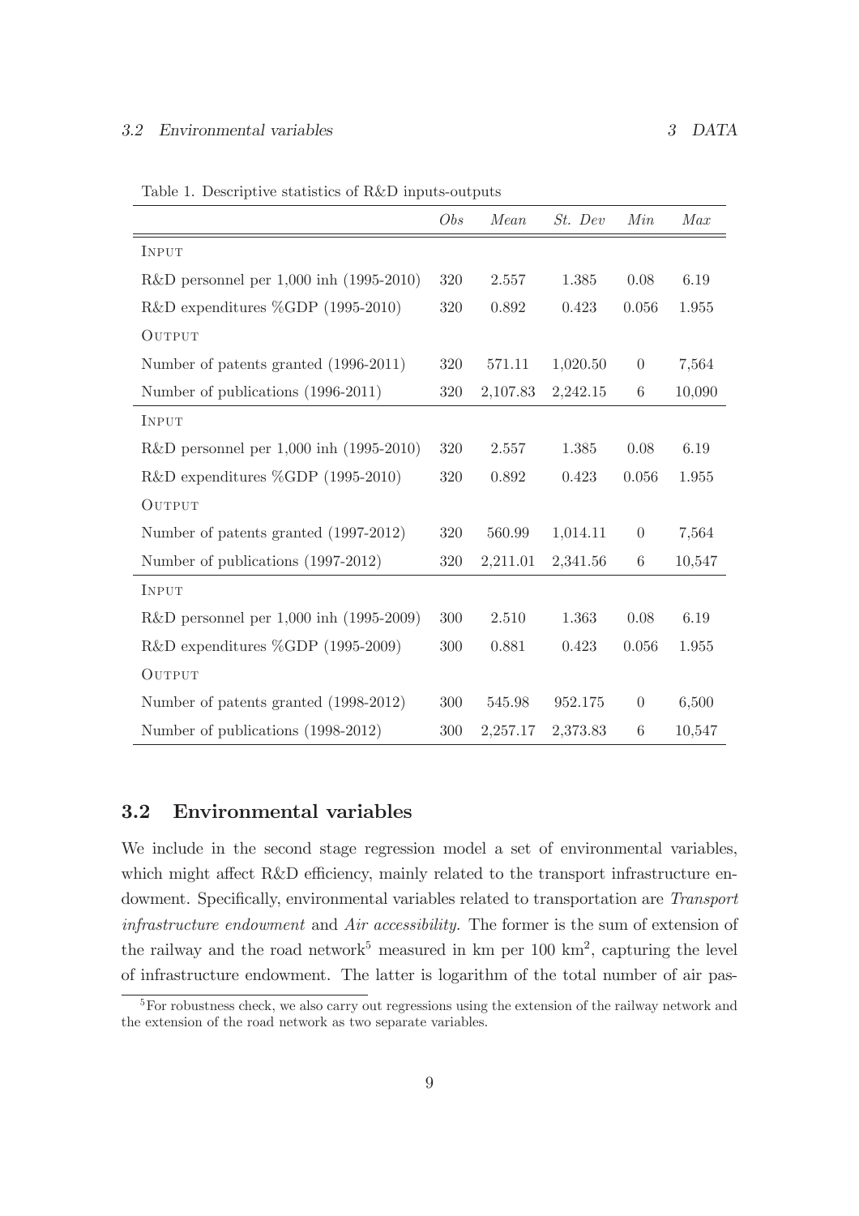Table 1. Descriptive statistics of R&D inputs-outputs

| | *Obs* | *Mean* | *St. Dev* | *Min* | *Max* |
|---|---|---|---|---|---|
| INPUT | | | | | |
| R&D personnel per 1,000 inh (1995-2010) | 320 | 2.557 | 1.385 | 0.08 | 6.19 |
| R&D expenditures %GDP (1995-2010) | 320 | 0.892 | 0.423 | 0.056 | 1.955 |
| OUTPUT | | | | | |
| Number of patents granted (1996-2011) | 320 | 571.11 | 1,020.50 | 0 | 7,564 |
| Number of publications (1996-2011) | 320 | 2,107.83 | 2,242.15 | 6 | 10,090 |
| INPUT | | | | | |
| R&D personnel per 1,000 inh (1995-2010) | 320 | 2.557 | 1.385 | 0.08 | 6.19 |
| R&D expenditures %GDP (1995-2010) | 320 | 0.892 | 0.423 | 0.056 | 1.955 |
| OUTPUT | | | | | |
| Number of patents granted (1997-2012) | 320 | 560.99 | 1,014.11 | 0 | 7,564 |
| Number of publications (1997-2012) | 320 | 2,211.01 | 2,341.56 | 6 | 10,547 |
| INPUT | | | | | |
| R&D personnel per 1,000 inh (1995-2009) | 300 | 2.510 | 1.363 | 0.08 | 6.19 |
| R&D expenditures %GDP (1995-2009) | 300 | 0.881 | 0.423 | 0.056 | 1.955 |
| OUTPUT | | | | | |
| Number of patents granted (1998-2012) | 300 | 545.98 | 952.175 | 0 | 6,500 |
| Number of publications (1998-2012) | 300 | 2,257.17 | 2,373.83 | 6 | 10,547 |

## 3.2 Environmental variables

We include in the second stage regression model a set of environmental variables, which might affect R&D efficiency, mainly related to the transport infrastructure endowment. Specifically, environmental variables related to transportation are *Transport infrastructure endowment* and *Air accessibility*. The former is the sum of extension of the railway and the road network[5] measured in km per 100 km$^2$, capturing the level of infrastructure endowment. The latter is logarithm of the total number of air pas-

[5] For robustness check, we also carry out regressions using the extension of the railway network and the extension of the road network as two separate variables.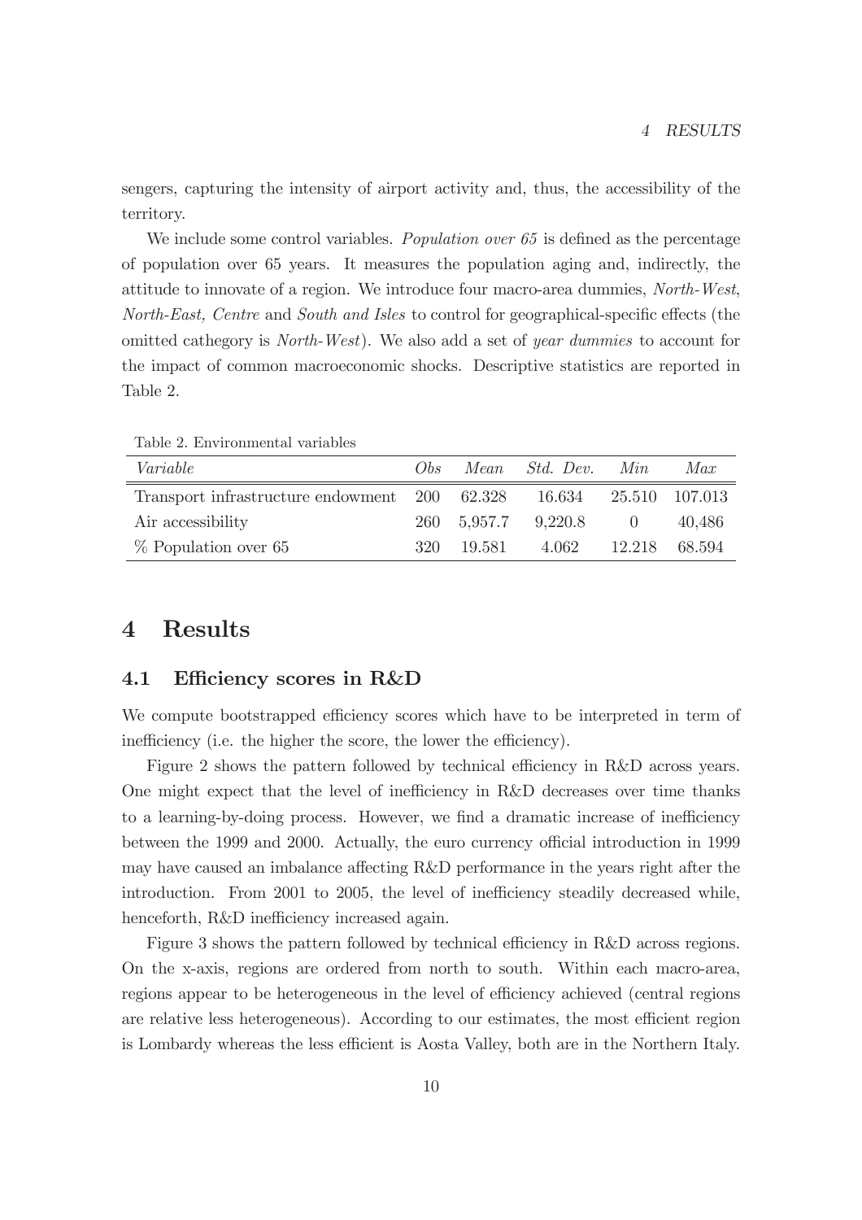sengers, capturing the intensity of airport activity and, thus, the accessibility of the territory.

We include some control variables. *Population over 65* is defined as the percentage of population over 65 years. It measures the population aging and, indirectly, the attitude to innovate of a region. We introduce four macro-area dummies, *North-West*, *North-East, Centre* and *South and Isles* to control for geographical-specific effects (the omitted cathegory is *North-West*). We also add a set of *year dummies* to account for the impact of common macroeconomic shocks. Descriptive statistics are reported in Table 2.

Table 2. Environmental variables

| *Variable* | *Obs* | *Mean* | *Std. Dev.* | *Min* | *Max* |
|---|---|---|---|---|---|
| Transport infrastructure endowment | 200 | 62.328 | 16.634 | 25.510 | 107.013 |
| Air accessibility | 260 | 5,957.7 | 9,220.8 | 0 | 40,486 |
| % Population over 65 | 320 | 19.581 | 4.062 | 12.218 | 68.594 |

# 4 Results

## 4.1 Efficiency scores in R&D

We compute bootstrapped efficiency scores which have to be interpreted in term of inefficiency (i.e. the higher the score, the lower the efficiency).

Figure 2 shows the pattern followed by technical efficiency in R&D across years. One might expect that the level of inefficiency in R&D decreases over time thanks to a learning-by-doing process. However, we find a dramatic increase of inefficiency between the 1999 and 2000. Actually, the euro currency official introduction in 1999 may have caused an imbalance affecting R&D performance in the years right after the introduction. From 2001 to 2005, the level of inefficiency steadily decreased while, henceforth, R&D inefficiency increased again.

Figure 3 shows the pattern followed by technical efficiency in R&D across regions. On the x-axis, regions are ordered from north to south. Within each macro-area, regions appear to be heterogeneous in the level of efficiency achieved (central regions are relative less heterogeneous). According to our estimates, the most efficient region is Lombardy whereas the less efficient is Aosta Valley, both are in the Northern Italy.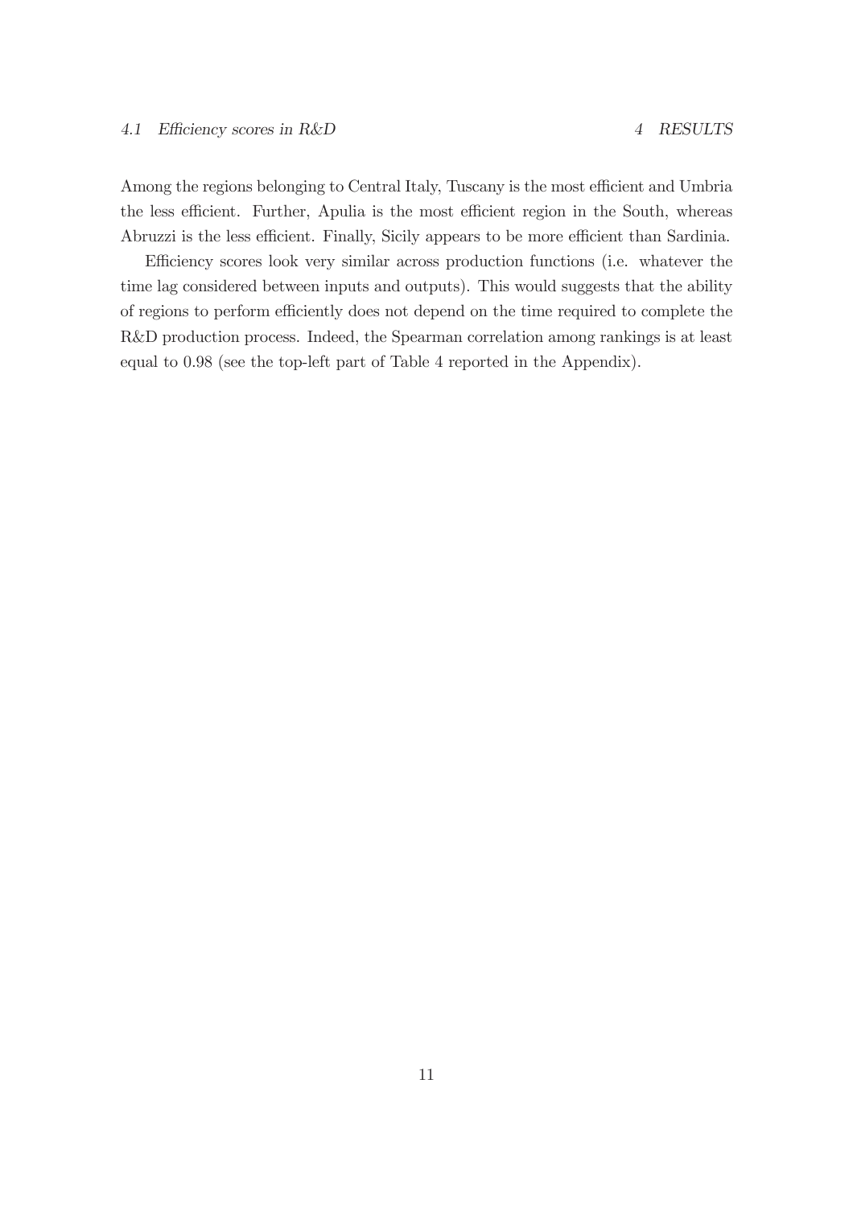Among the regions belonging to Central Italy, Tuscany is the most efficient and Umbria the less efficient. Further, Apulia is the most efficient region in the South, whereas Abruzzi is the less efficient. Finally, Sicily appears to be more efficient than Sardinia.

Efficiency scores look very similar across production functions (i.e. whatever the time lag considered between inputs and outputs). This would suggests that the ability of regions to perform efficiently does not depend on the time required to complete the R&D production process. Indeed, the Spearman correlation among rankings is at least equal to 0.98 (see the top-left part of Table 4 reported in the Appendix).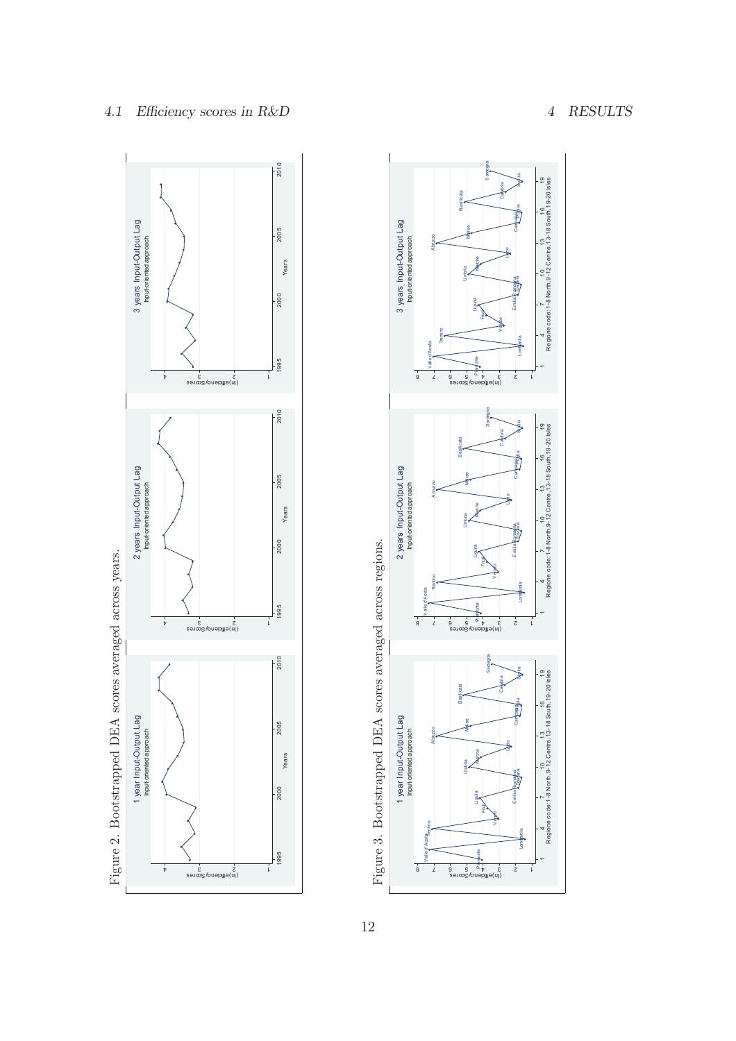Figure 2. Bootstrapped DEA scores averaged across years.

Figure 3. Bootstrapped DEA scores averaged across regions.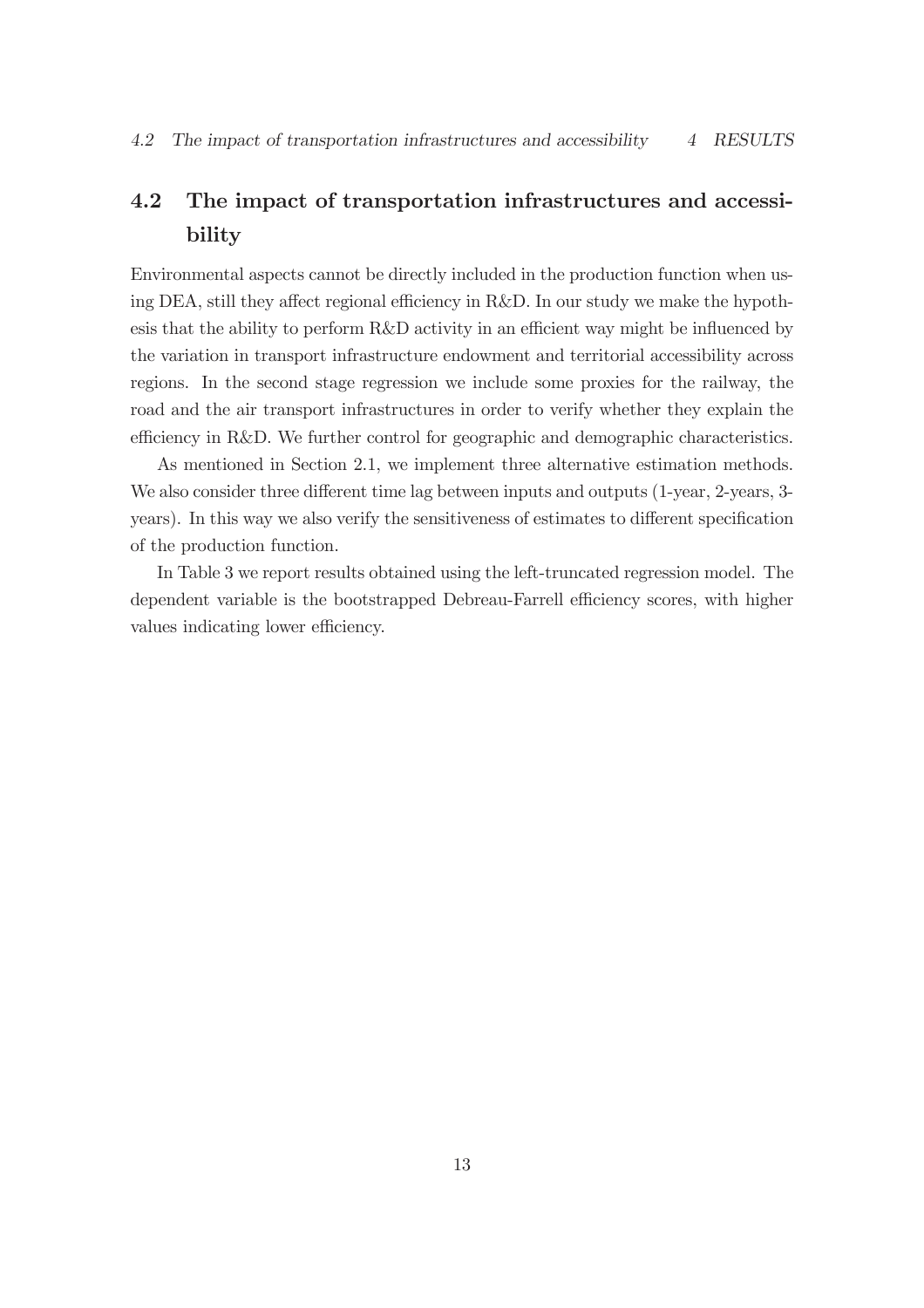## 4.2 The impact of transportation infrastructures and accessibility

Environmental aspects cannot be directly included in the production function when using DEA, still they affect regional efficiency in R&D. In our study we make the hypothesis that the ability to perform R&D activity in an efficient way might be influenced by the variation in transport infrastructure endowment and territorial accessibility across regions. In the second stage regression we include some proxies for the railway, the road and the air transport infrastructures in order to verify whether they explain the efficiency in R&D. We further control for geographic and demographic characteristics.

As mentioned in Section 2.1, we implement three alternative estimation methods. We also consider three different time lag between inputs and outputs (1-year, 2-years, 3-years). In this way we also verify the sensitiveness of estimates to different specification of the production function.

In Table 3 we report results obtained using the left-truncated regression model. The dependent variable is the bootstrapped Debreau-Farrell efficiency scores, with higher values indicating lower efficiency.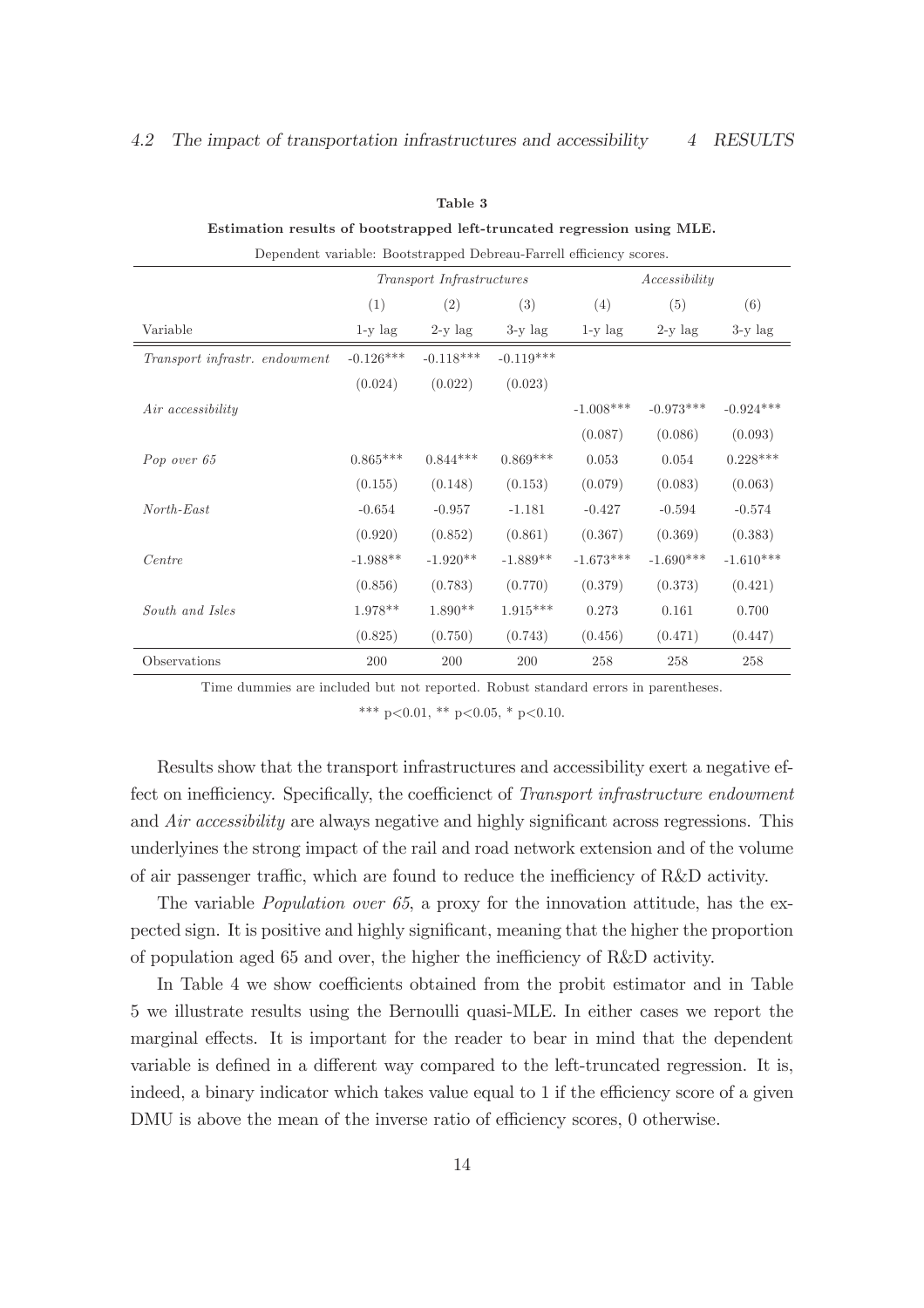**Table 3**

**Estimation results of bootstrapped left-truncated regression using MLE.**

Dependent variable: Bootstrapped Debreau-Farrell efficiency scores.

| | *Transport Infrastructures* | | | *Accessibility* | | |
|---|---|---|---|---|---|---|
| | (1) | (2) | (3) | (4) | (5) | (6) |
| Variable | 1-y lag | 2-y lag | 3-y lag | 1-y lag | 2-y lag | 3-y lag |
| *Transport infrastr. endowment* | -0.126*** | -0.118*** | -0.119*** | | | |
| | (0.024) | (0.022) | (0.023) | | | |
| *Air accessibility* | | | | -1.008*** | -0.973*** | -0.924*** |
| | | | | (0.087) | (0.086) | (0.093) |
| *Pop over 65* | 0.865*** | 0.844*** | 0.869*** | 0.053 | 0.054 | 0.228*** |
| | (0.155) | (0.148) | (0.153) | (0.079) | (0.083) | (0.063) |
| *North-East* | -0.654 | -0.957 | -1.181 | -0.427 | -0.594 | -0.574 |
| | (0.920) | (0.852) | (0.861) | (0.367) | (0.369) | (0.383) |
| *Centre* | -1.988** | -1.920** | -1.889** | -1.673*** | -1.690*** | -1.610*** |
| | (0.856) | (0.783) | (0.770) | (0.379) | (0.373) | (0.421) |
| *South and Isles* | 1.978** | 1.890** | 1.915*** | 0.273 | 0.161 | 0.700 |
| | (0.825) | (0.750) | (0.743) | (0.456) | (0.471) | (0.447) |
| Observations | 200 | 200 | 200 | 258 | 258 | 258 |

Time dummies are included but not reported. Robust standard errors in parentheses.

*** p<0.01, ** p<0.05, * p<0.10.

Results show that the transport infrastructures and accessibility exert a negative effect on inefficiency. Specifically, the coefficienct of *Transport infrastructure endowment* and *Air accessibility* are always negative and highly significant across regressions. This underlyines the strong impact of the rail and road network extension and of the volume of air passenger traffic, which are found to reduce the inefficiency of R&D activity.

The variable *Population over 65*, a proxy for the innovation attitude, has the expected sign. It is positive and highly significant, meaning that the higher the proportion of population aged 65 and over, the higher the inefficiency of R&D activity.

In Table 4 we show coefficients obtained from the probit estimator and in Table 5 we illustrate results using the Bernoulli quasi-MLE. In either cases we report the marginal effects. It is important for the reader to bear in mind that the dependent variable is defined in a different way compared to the left-truncated regression. It is, indeed, a binary indicator which takes value equal to 1 if the efficiency score of a given DMU is above the mean of the inverse ratio of efficiency scores, 0 otherwise.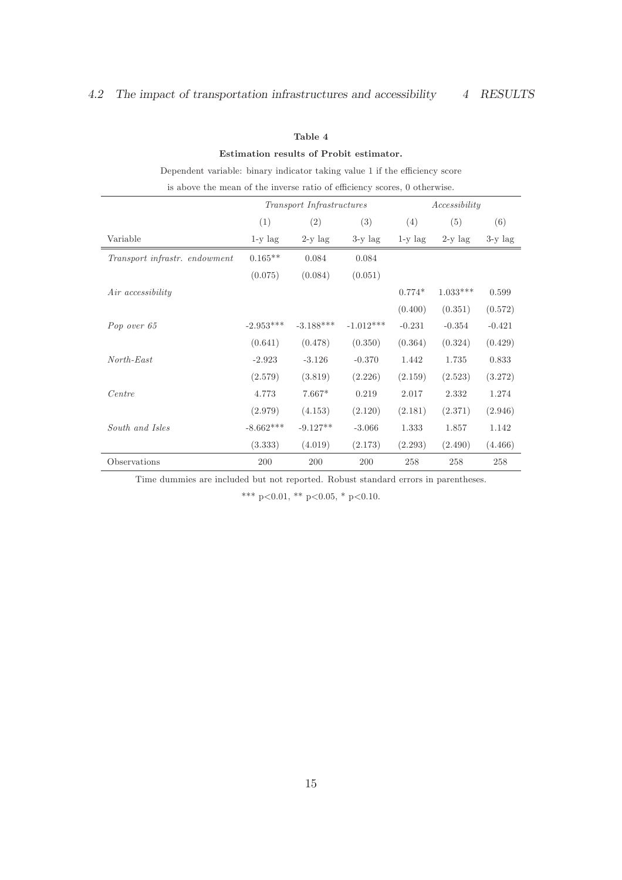**Table 4**

**Estimation results of Probit estimator.**

Dependent variable: binary indicator taking value 1 if the efficiency score is above the mean of the inverse ratio of efficiency scores, 0 otherwise.

| | *Transport Infrastructures* | | | *Accessibility* | | |
|---|---|---|---|---|---|---|
| | (1) | (2) | (3) | (4) | (5) | (6) |
| Variable | 1-y lag | 2-y lag | 3-y lag | 1-y lag | 2-y lag | 3-y lag |
| *Transport infrastr. endowment* | 0.165** | 0.084 | 0.084 | | | |
| | (0.075) | (0.084) | (0.051) | | | |
| *Air accessibility* | | | | 0.774* | 1.033*** | 0.599 |
| | | | | (0.400) | (0.351) | (0.572) |
| *Pop over 65* | -2.953*** | -3.188*** | -1.012*** | -0.231 | -0.354 | -0.421 |
| | (0.641) | (0.478) | (0.350) | (0.364) | (0.324) | (0.429) |
| *North-East* | -2.923 | -3.126 | -0.370 | 1.442 | 1.735 | 0.833 |
| | (2.579) | (3.819) | (2.226) | (2.159) | (2.523) | (3.272) |
| *Centre* | 4.773 | 7.667* | 0.219 | 2.017 | 2.332 | 1.274 |
| | (2.979) | (4.153) | (2.120) | (2.181) | (2.371) | (2.946) |
| *South and Isles* | -8.662*** | -9.127** | -3.066 | 1.333 | 1.857 | 1.142 |
| | (3.333) | (4.019) | (2.173) | (2.293) | (2.490) | (4.466) |
| Observations | 200 | 200 | 200 | 258 | 258 | 258 |

Time dummies are included but not reported. Robust standard errors in parentheses.

*** p<0.01, ** p<0.05, * p<0.10.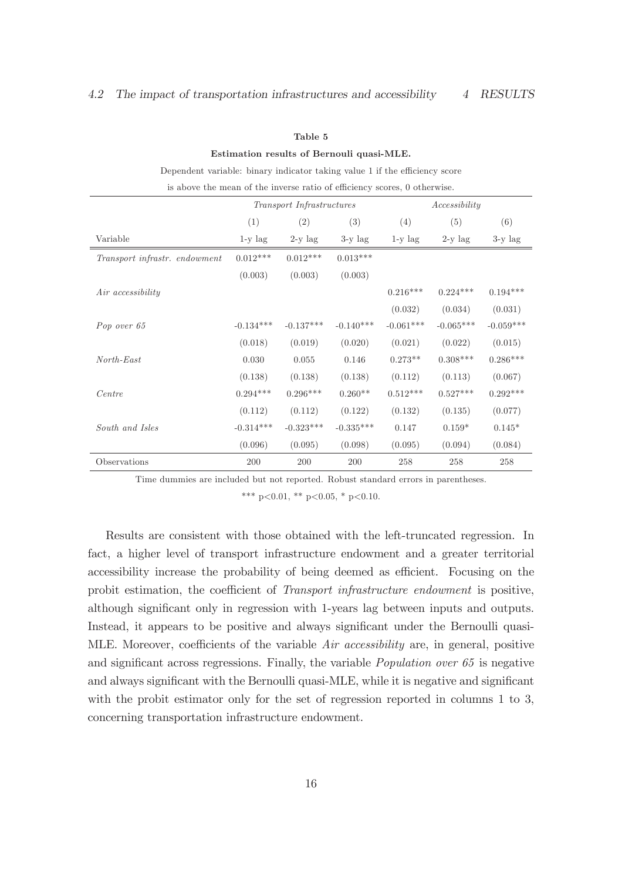**Table 5**

**Estimation results of Bernoulli quasi-MLE.**

Dependent variable: binary indicator taking value 1 if the efficiency score is above the mean of the inverse ratio of efficiency scores, 0 otherwise.

| | *Transport Infrastructures* | | | *Accessibility* | | |
|---|---|---|---|---|---|---|
| | (1) | (2) | (3) | (4) | (5) | (6) |
| Variable | 1-y lag | 2-y lag | 3-y lag | 1-y lag | 2-y lag | 3-y lag |
| *Transport infrastr. endowment* | 0.012*** | 0.012*** | 0.013*** | | | |
| | (0.003) | (0.003) | (0.003) | | | |
| *Air accessibility* | | | | 0.216*** | 0.224*** | 0.194*** |
| | | | | (0.032) | (0.034) | (0.031) |
| *Pop over 65* | -0.134*** | -0.137*** | -0.140*** | -0.061*** | -0.065*** | -0.059*** |
| | (0.018) | (0.019) | (0.020) | (0.021) | (0.022) | (0.015) |
| *North-East* | 0.030 | 0.055 | 0.146 | 0.273** | 0.308*** | 0.286*** |
| | (0.138) | (0.138) | (0.138) | (0.112) | (0.113) | (0.067) |
| *Centre* | 0.294*** | 0.296*** | 0.260** | 0.512*** | 0.527*** | 0.292*** |
| | (0.112) | (0.112) | (0.122) | (0.132) | (0.135) | (0.077) |
| *South and Isles* | -0.314*** | -0.323*** | -0.335*** | 0.147 | 0.159* | 0.145* |
| | (0.096) | (0.095) | (0.098) | (0.095) | (0.094) | (0.084) |
| Observations | 200 | 200 | 200 | 258 | 258 | 258 |

Time dummies are included but not reported. Robust standard errors in parentheses.

*** $p<0.01$, ** $p<0.05$, * $p<0.10$.

Results are consistent with those obtained with the left-truncated regression. In fact, a higher level of transport infrastructure endowment and a greater territorial accessibility increase the probability of being deemed as efficient. Focusing on the probit estimation, the coefficient of *Transport infrastructure endowment* is positive, although significant only in regression with 1-years lag between inputs and outputs. Instead, it appears to be positive and always significant under the Bernoulli quasi-MLE. Moreover, coefficients of the variable *Air accessibility* are, in general, positive and significant across regressions. Finally, the variable *Population over 65* is negative and always significant with the Bernoulli quasi-MLE, while it is negative and significant with the probit estimator only for the set of regression reported in columns 1 to 3, concerning transportation infrastructure endowment.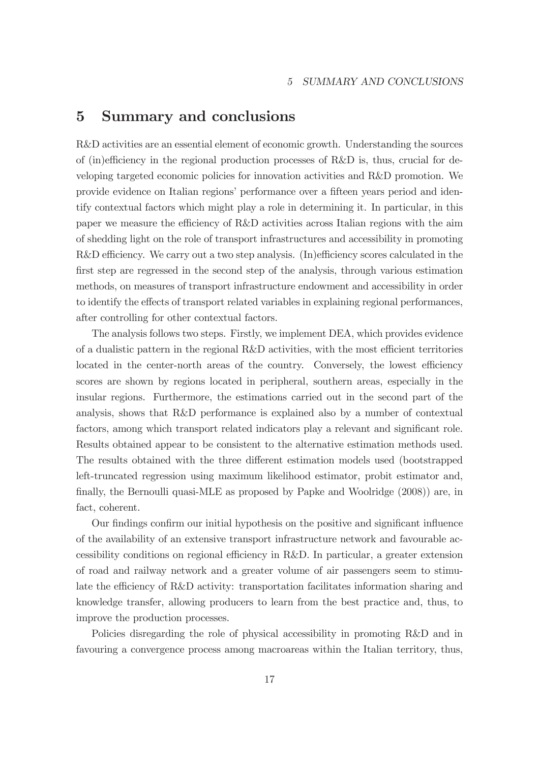# 5 Summary and conclusions

R&D activities are an essential element of economic growth. Understanding the sources of (in)efficiency in the regional production processes of R&D is, thus, crucial for developing targeted economic policies for innovation activities and R&D promotion. We provide evidence on Italian regions' performance over a fifteen years period and identify contextual factors which might play a role in determining it. In particular, in this paper we measure the efficiency of R&D activities across Italian regions with the aim of shedding light on the role of transport infrastructures and accessibility in promoting R&D efficiency. We carry out a two step analysis. (In)efficiency scores calculated in the first step are regressed in the second step of the analysis, through various estimation methods, on measures of transport infrastructure endowment and accessibility in order to identify the effects of transport related variables in explaining regional performances, after controlling for other contextual factors.

The analysis follows two steps. Firstly, we implement DEA, which provides evidence of a dualistic pattern in the regional R&D activities, with the most efficient territories located in the center-north areas of the country. Conversely, the lowest efficiency scores are shown by regions located in peripheral, southern areas, especially in the insular regions. Furthermore, the estimations carried out in the second part of the analysis, shows that R&D performance is explained also by a number of contextual factors, among which transport related indicators play a relevant and significant role. Results obtained appear to be consistent to the alternative estimation methods used. The results obtained with the three different estimation models used (bootstrapped left-truncated regression using maximum likelihood estimator, probit estimator and, finally, the Bernoulli quasi-MLE as proposed by Papke and Woolridge (2008)) are, in fact, coherent.

Our findings confirm our initial hypothesis on the positive and significant influence of the availability of an extensive transport infrastructure network and favourable accessibility conditions on regional efficiency in R&D. In particular, a greater extension of road and railway network and a greater volume of air passengers seem to stimulate the efficiency of R&D activity: transportation facilitates information sharing and knowledge transfer, allowing producers to learn from the best practice and, thus, to improve the production processes.

Policies disregarding the role of physical accessibility in promoting R&D and in favouring a convergence process among macroareas within the Italian territory, thus,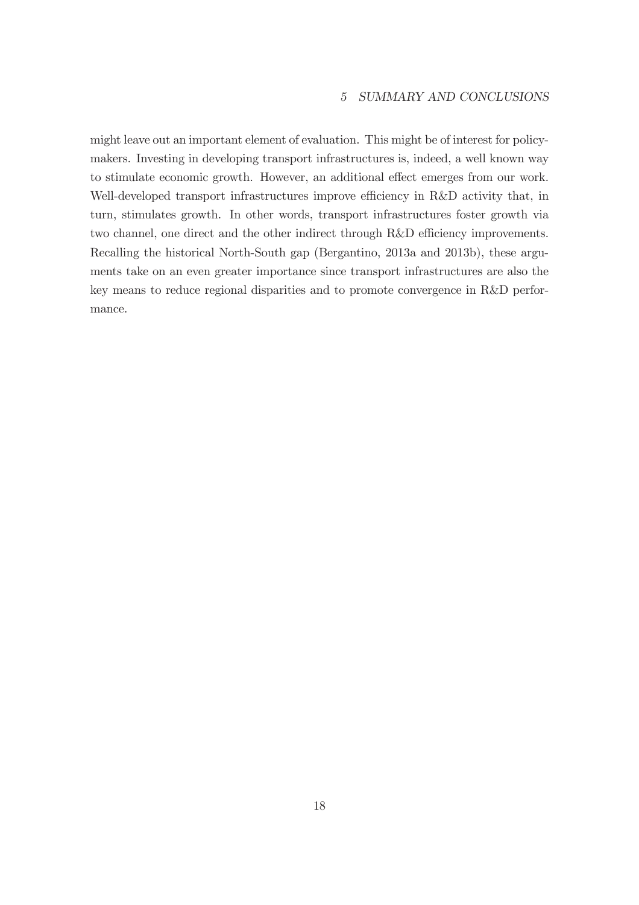might leave out an important element of evaluation. This might be of interest for policy-makers. Investing in developing transport infrastructures is, indeed, a well known way to stimulate economic growth. However, an additional effect emerges from our work. Well-developed transport infrastructures improve efficiency in R&D activity that, in turn, stimulates growth. In other words, transport infrastructures foster growth via two channel, one direct and the other indirect through R&D efficiency improvements. Recalling the historical North-South gap (Bergantino, 2013a and 2013b), these arguments take on an even greater importance since transport infrastructures are also the key means to reduce regional disparities and to promote convergence in R&D performance.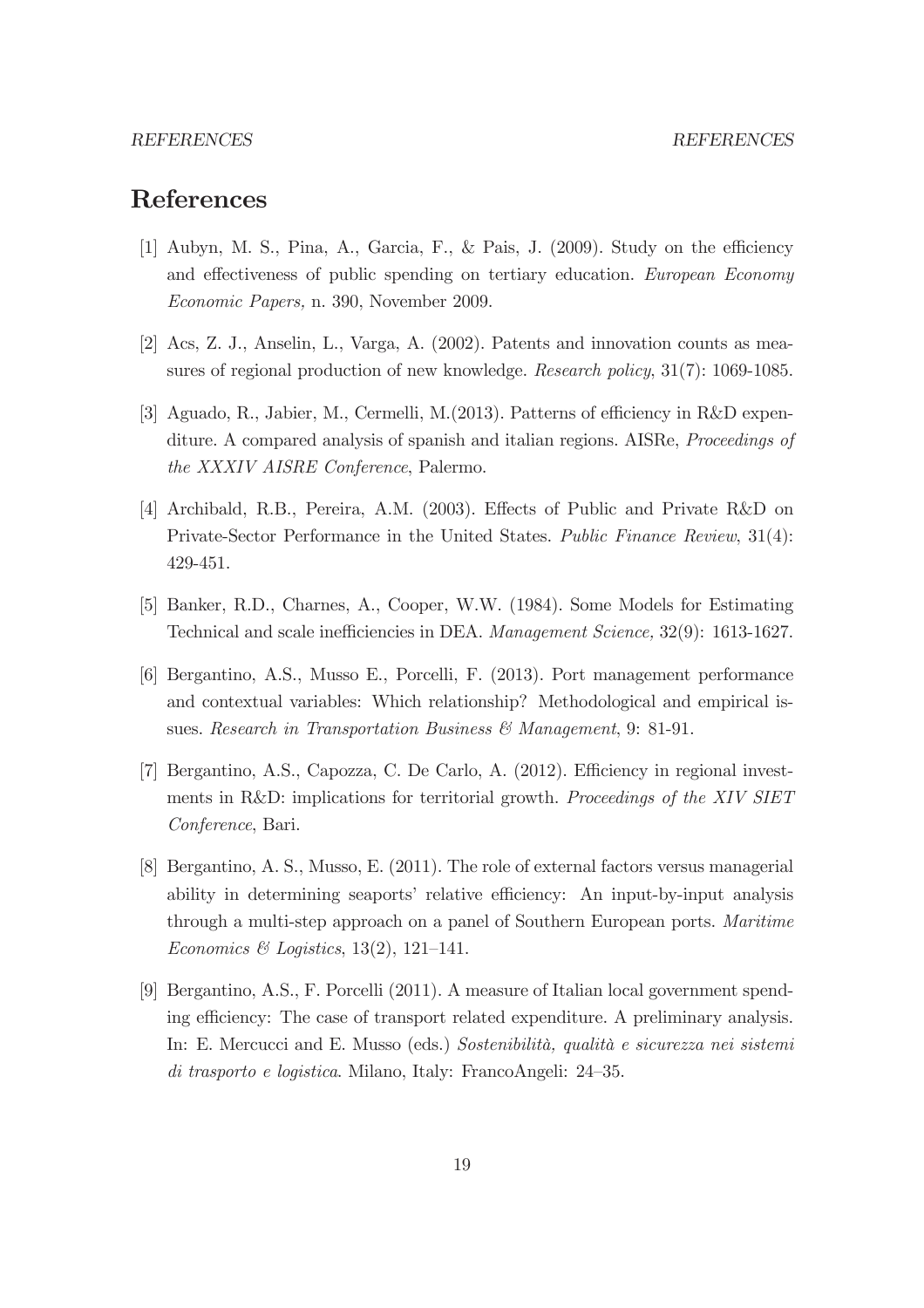# References

[1] Aubyn, M. S., Pina, A., Garcia, F., & Pais, J. (2009). Study on the efficiency and effectiveness of public spending on tertiary education. *European Economy Economic Papers,* n. 390, November 2009.

[2] Acs, Z. J., Anselin, L., Varga, A. (2002). Patents and innovation counts as measures of regional production of new knowledge. *Research policy*, 31(7): 1069-1085.

[3] Aguado, R., Jabier, M., Cermelli, M.(2013). Patterns of efficiency in R&D expenditure. A compared analysis of spanish and italian regions. AISRe, *Proceedings of the XXXIV AISRE Conference*, Palermo.

[4] Archibald, R.B., Pereira, A.M. (2003). Effects of Public and Private R&D on Private-Sector Performance in the United States. *Public Finance Review*, 31(4): 429-451.

[5] Banker, R.D., Charnes, A., Cooper, W.W. (1984). Some Models for Estimating Technical and scale inefficiencies in DEA. *Management Science,* 32(9): 1613-1627.

[6] Bergantino, A.S., Musso E., Porcelli, F. (2013). Port management performance and contextual variables: Which relationship? Methodological and empirical issues. *Research in Transportation Business & Management*, 9: 81-91.

[7] Bergantino, A.S., Capozza, C. De Carlo, A. (2012). Efficiency in regional investments in R&D: implications for territorial growth. *Proceedings of the XIV SIET Conference*, Bari.

[8] Bergantino, A. S., Musso, E. (2011). The role of external factors versus managerial ability in determining seaports' relative efficiency: An input-by-input analysis through a multi-step approach on a panel of Southern European ports. *Maritime Economics & Logistics*, 13(2), 121–141.

[9] Bergantino, A.S., F. Porcelli (2011). A measure of Italian local government spending efficiency: The case of transport related expenditure. A preliminary analysis. In: E. Mercucci and E. Musso (eds.) *Sostenibilità, qualità e sicurezza nei sistemi di trasporto e logistica*. Milano, Italy: FrancoAngeli: 24–35.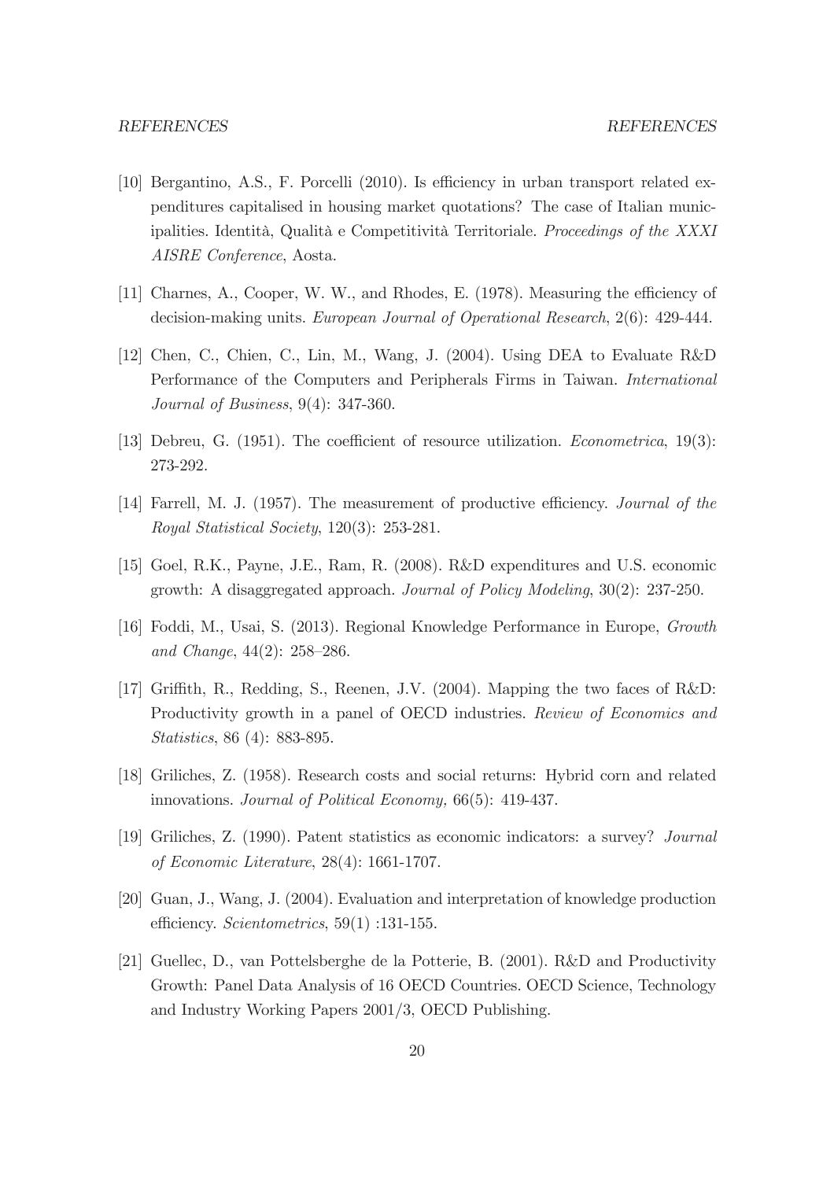[10] Bergantino, A.S., F. Porcelli (2010). Is efficiency in urban transport related expenditures capitalised in housing market quotations? The case of Italian municipalities. Identità, Qualità e Competitività Territoriale. *Proceedings of the XXXI AISRE Conference*, Aosta.

[11] Charnes, A., Cooper, W. W., and Rhodes, E. (1978). Measuring the efficiency of decision-making units. *European Journal of Operational Research*, 2(6): 429-444.

[12] Chen, C., Chien, C., Lin, M., Wang, J. (2004). Using DEA to Evaluate R&D Performance of the Computers and Peripherals Firms in Taiwan. *International Journal of Business*, 9(4): 347-360.

[13] Debreu, G. (1951). The coefficient of resource utilization. *Econometrica*, 19(3): 273-292.

[14] Farrell, M. J. (1957). The measurement of productive efficiency. *Journal of the Royal Statistical Society*, 120(3): 253-281.

[15] Goel, R.K., Payne, J.E., Ram, R. (2008). R&D expenditures and U.S. economic growth: A disaggregated approach. *Journal of Policy Modeling*, 30(2): 237-250.

[16] Foddi, M., Usai, S. (2013). Regional Knowledge Performance in Europe, *Growth and Change*, 44(2): 258–286.

[17] Griffith, R., Redding, S., Reenen, J.V. (2004). Mapping the two faces of R&D: Productivity growth in a panel of OECD industries. *Review of Economics and Statistics*, 86 (4): 883-895.

[18] Griliches, Z. (1958). Research costs and social returns: Hybrid corn and related innovations. *Journal of Political Economy,* 66(5): 419-437.

[19] Griliches, Z. (1990). Patent statistics as economic indicators: a survey? *Journal of Economic Literature*, 28(4): 1661-1707.

[20] Guan, J., Wang, J. (2004). Evaluation and interpretation of knowledge production efficiency. *Scientometrics*, 59(1) :131-155.

[21] Guellec, D., van Pottelsberghe de la Potterie, B. (2001). R&D and Productivity Growth: Panel Data Analysis of 16 OECD Countries. OECD Science, Technology and Industry Working Papers 2001/3, OECD Publishing.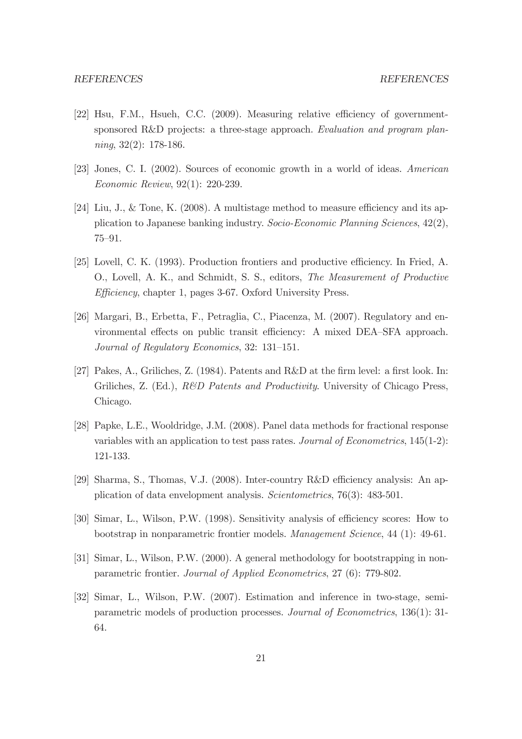[22] Hsu, F.M., Hsueh, C.C. (2009). Measuring relative efficiency of government-sponsored R&D projects: a three-stage approach. *Evaluation and program planning*, 32(2): 178-186.

[23] Jones, C. I. (2002). Sources of economic growth in a world of ideas. *American Economic Review*, 92(1): 220-239.

[24] Liu, J., & Tone, K. (2008). A multistage method to measure efficiency and its application to Japanese banking industry. *Socio-Economic Planning Sciences*, 42(2), 75–91.

[25] Lovell, C. K. (1993). Production frontiers and productive efficiency. In Fried, A. O., Lovell, A. K., and Schmidt, S. S., editors, *The Measurement of Productive Efficiency*, chapter 1, pages 3-67. Oxford University Press.

[26] Margari, B., Erbetta, F., Petraglia, C., Piacenza, M. (2007). Regulatory and environmental effects on public transit efficiency: A mixed DEA–SFA approach. *Journal of Regulatory Economics*, 32: 131–151.

[27] Pakes, A., Griliches, Z. (1984). Patents and R&D at the firm level: a first look. In: Griliches, Z. (Ed.), *R&D Patents and Productivity*. University of Chicago Press, Chicago.

[28] Papke, L.E., Wooldridge, J.M. (2008). Panel data methods for fractional response variables with an application to test pass rates. *Journal of Econometrics*, 145(1-2): 121-133.

[29] Sharma, S., Thomas, V.J. (2008). Inter-country R&D efficiency analysis: An application of data envelopment analysis. *Scientometrics*, 76(3): 483-501.

[30] Simar, L., Wilson, P.W. (1998). Sensitivity analysis of efficiency scores: How to bootstrap in nonparametric frontier models. *Management Science*, 44 (1): 49-61.

[31] Simar, L., Wilson, P.W. (2000). A general methodology for bootstrapping in nonparametric frontier. *Journal of Applied Econometrics*, 27 (6): 779-802.

[32] Simar, L., Wilson, P.W. (2007). Estimation and inference in two-stage, semi-parametric models of production processes. *Journal of Econometrics*, 136(1): 31-64.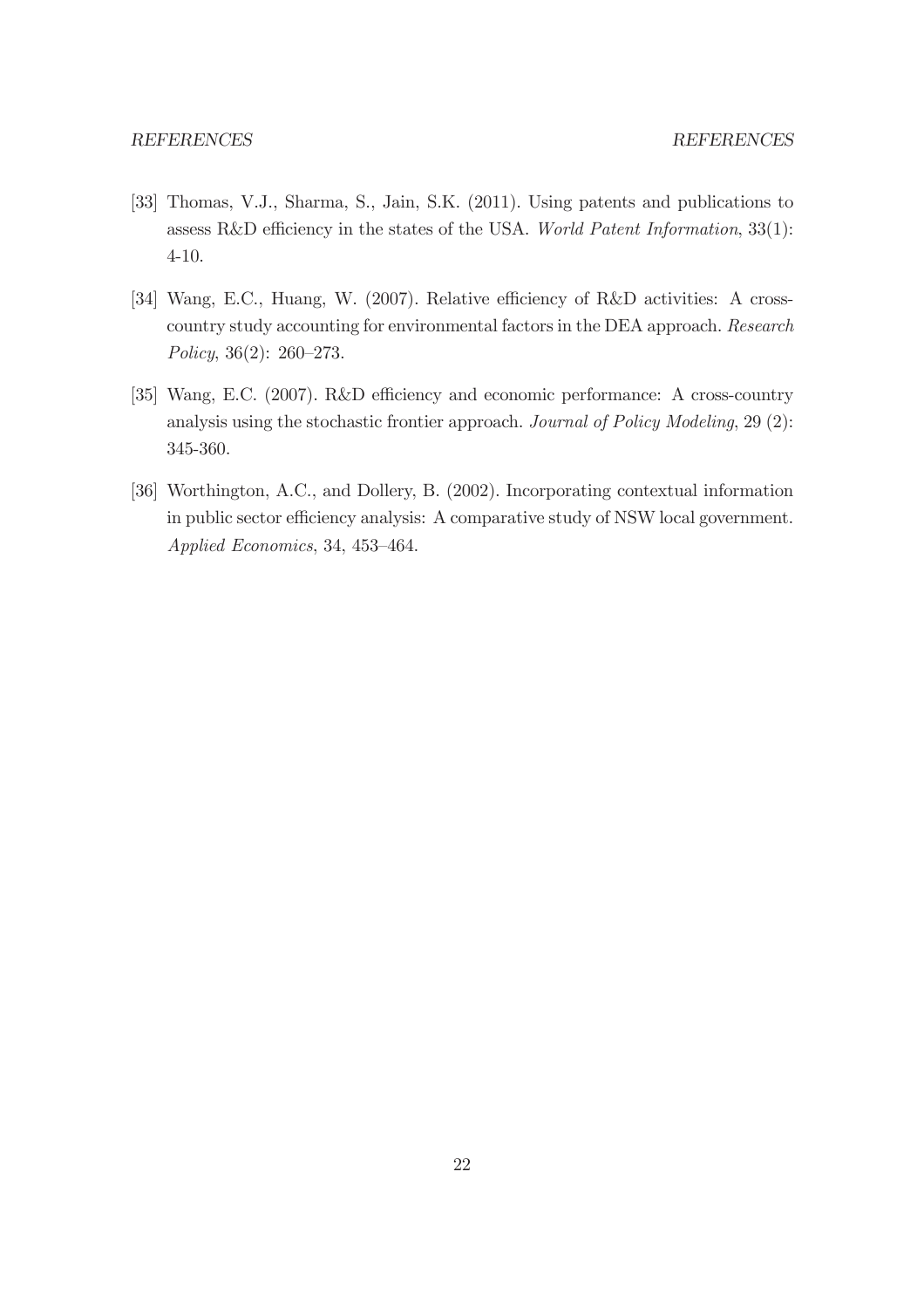[33] Thomas, V.J., Sharma, S., Jain, S.K. (2011). Using patents and publications to assess R&D efficiency in the states of the USA. *World Patent Information*, 33(1): 4-10.

[34] Wang, E.C., Huang, W. (2007). Relative efficiency of R&D activities: A cross-country study accounting for environmental factors in the DEA approach. *Research Policy*, 36(2): 260–273.

[35] Wang, E.C. (2007). R&D efficiency and economic performance: A cross-country analysis using the stochastic frontier approach. *Journal of Policy Modeling*, 29 (2): 345-360.

[36] Worthington, A.C., and Dollery, B. (2002). Incorporating contextual information in public sector efficiency analysis: A comparative study of NSW local government. *Applied Economics*, 34, 453–464.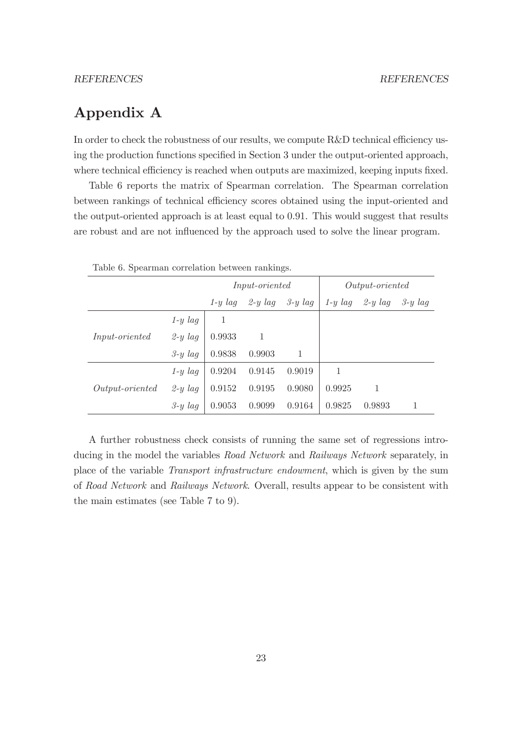# Appendix A

In order to check the robustness of our results, we compute R&D technical efficiency using the production functions specified in Section 3 under the output-oriented approach, where technical efficiency is reached when outputs are maximized, keeping inputs fixed.

Table 6 reports the matrix of Spearman correlation. The Spearman correlation between rankings of technical efficiency scores obtained using the input-oriented and the output-oriented approach is at least equal to 0.91. This would suggest that results are robust and are not influenced by the approach used to solve the linear program.

Table 6. Spearman correlation between rankings.

| | | *Input-oriented* | | | *Output-oriented* | | |
|---|---|---|---|---|---|---|---|
| | | *1-y lag* | *2-y lag* | *3-y lag* | *1-y lag* | *2-y lag* | *3-y lag* |
| *Input-oriented* | *1-y lag* | 1 | | | | | |
| | *2-y lag* | 0.9933 | 1 | | | | |
| | *3-y lag* | 0.9838 | 0.9903 | 1 | | | |
| *Output-oriented* | *1-y lag* | 0.9204 | 0.9145 | 0.9019 | 1 | | |
| | *2-y lag* | 0.9152 | 0.9195 | 0.9080 | 0.9925 | 1 | |
| | *3-y lag* | 0.9053 | 0.9099 | 0.9164 | 0.9825 | 0.9893 | 1 |

A further robustness check consists of running the same set of regressions introducing in the model the variables *Road Network* and *Railways Network* separately, in place of the variable *Transport infrastructure endowment*, which is given by the sum of *Road Network* and *Railways Network*. Overall, results appear to be consistent with the main estimates (see Table 7 to 9).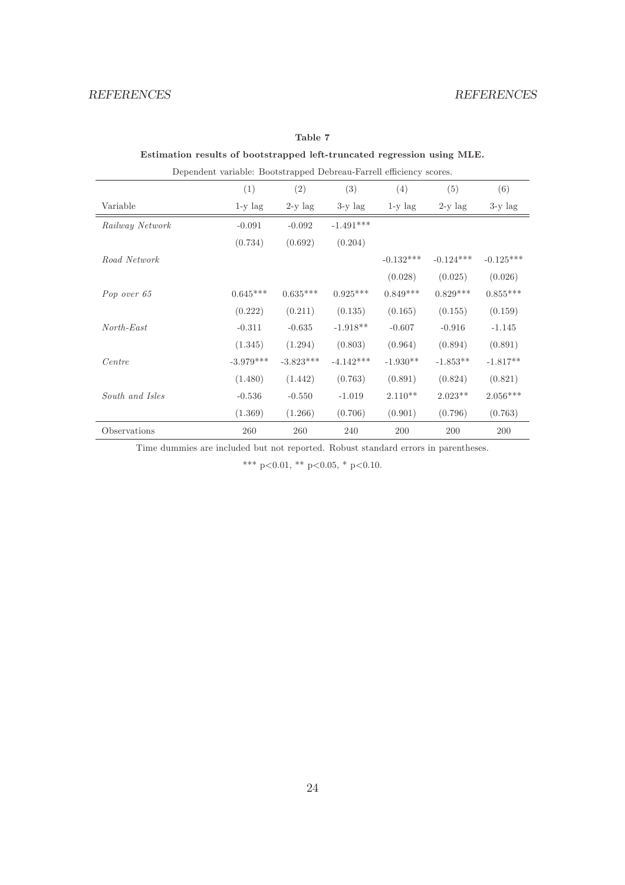**Table 7**

**Estimation results of bootstrapped left-truncated regression using MLE.**

Dependent variable: Bootstrapped Debreau-Farrell efficiency scores.

| | (1) | (2) | (3) | (4) | (5) | (6) |
|---|---|---|---|---|---|---|
| Variable | 1-y lag | 2-y lag | 3-y lag | 1-y lag | 2-y lag | 3-y lag |
| *Railway Network* | -0.091 | -0.092 | -1.491*** | | | |
| | (0.734) | (0.692) | (0.204) | | | |
| *Road Network* | | | | -0.132*** | -0.124*** | -0.125*** |
| | | | | (0.028) | (0.025) | (0.026) |
| *Pop over 65* | 0.645*** | 0.635*** | 0.925*** | 0.849*** | 0.829*** | 0.855*** |
| | (0.222) | (0.211) | (0.135) | (0.165) | (0.155) | (0.159) |
| *North-East* | -0.311 | -0.635 | -1.918** | -0.607 | -0.916 | -1.145 |
| | (1.345) | (1.294) | (0.803) | (0.964) | (0.894) | (0.891) |
| *Centre* | -3.979*** | -3.823*** | -4.142*** | -1.930** | -1.853** | -1.817** |
| | (1.480) | (1.442) | (0.763) | (0.891) | (0.824) | (0.821) |
| *South and Isles* | -0.536 | -0.550 | -1.019 | 2.110** | 2.023** | 2.056*** |
| | (1.369) | (1.266) | (0.706) | (0.901) | (0.796) | (0.763) |
| Observations | 260 | 260 | 240 | 200 | 200 | 200 |

Time dummies are included but not reported. Robust standard errors in parentheses.

*** $p<0.01$, ** $p<0.05$, * $p<0.10$.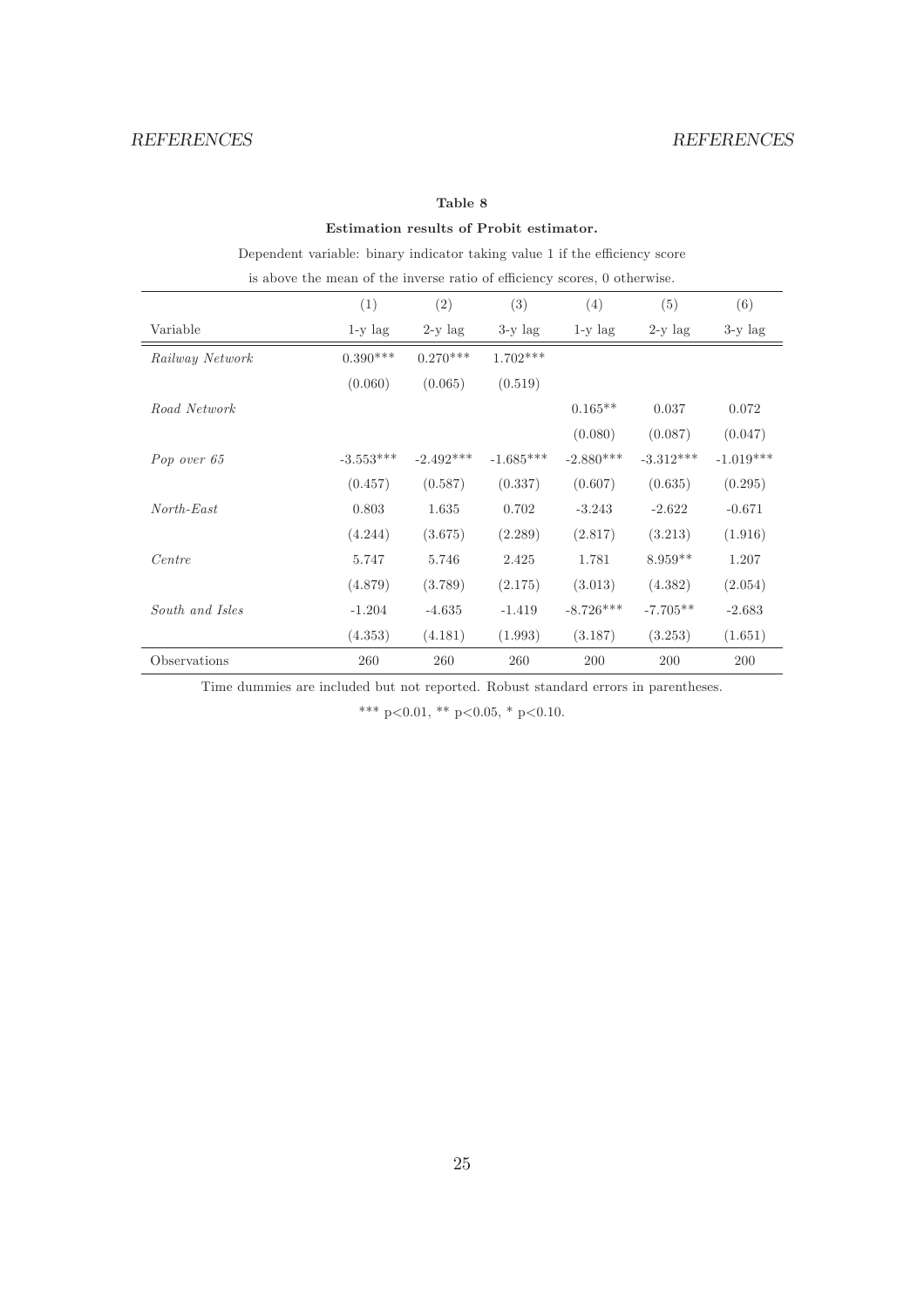**Table 8**

**Estimation results of Probit estimator.**

Dependent variable: binary indicator taking value 1 if the efficiency score is above the mean of the inverse ratio of efficiency scores, 0 otherwise.

| | (1) | (2) | (3) | (4) | (5) | (6) |
|---|---|---|---|---|---|---|
| Variable | 1-y lag | 2-y lag | 3-y lag | 1-y lag | 2-y lag | 3-y lag |
| *Railway Network* | 0.390*** | 0.270*** | 1.702*** | | | |
| | (0.060) | (0.065) | (0.519) | | | |
| *Road Network* | | | | 0.165** | 0.037 | 0.072 |
| | | | | (0.080) | (0.087) | (0.047) |
| *Pop over 65* | -3.553*** | -2.492*** | -1.685*** | -2.880*** | -3.312*** | -1.019*** |
| | (0.457) | (0.587) | (0.337) | (0.607) | (0.635) | (0.295) |
| *North-East* | 0.803 | 1.635 | 0.702 | -3.243 | -2.622 | -0.671 |
| | (4.244) | (3.675) | (2.289) | (2.817) | (3.213) | (1.916) |
| *Centre* | 5.747 | 5.746 | 2.425 | 1.781 | 8.959** | 1.207 |
| | (4.879) | (3.789) | (2.175) | (3.013) | (4.382) | (2.054) |
| *South and Isles* | -1.204 | -4.635 | -1.419 | -8.726*** | -7.705** | -2.683 |
| | (4.353) | (4.181) | (1.993) | (3.187) | (3.253) | (1.651) |
| Observations | 260 | 260 | 260 | 200 | 200 | 200 |

Time dummies are included but not reported. Robust standard errors in parentheses.

*** p<0.01, ** p<0.05, * p<0.10.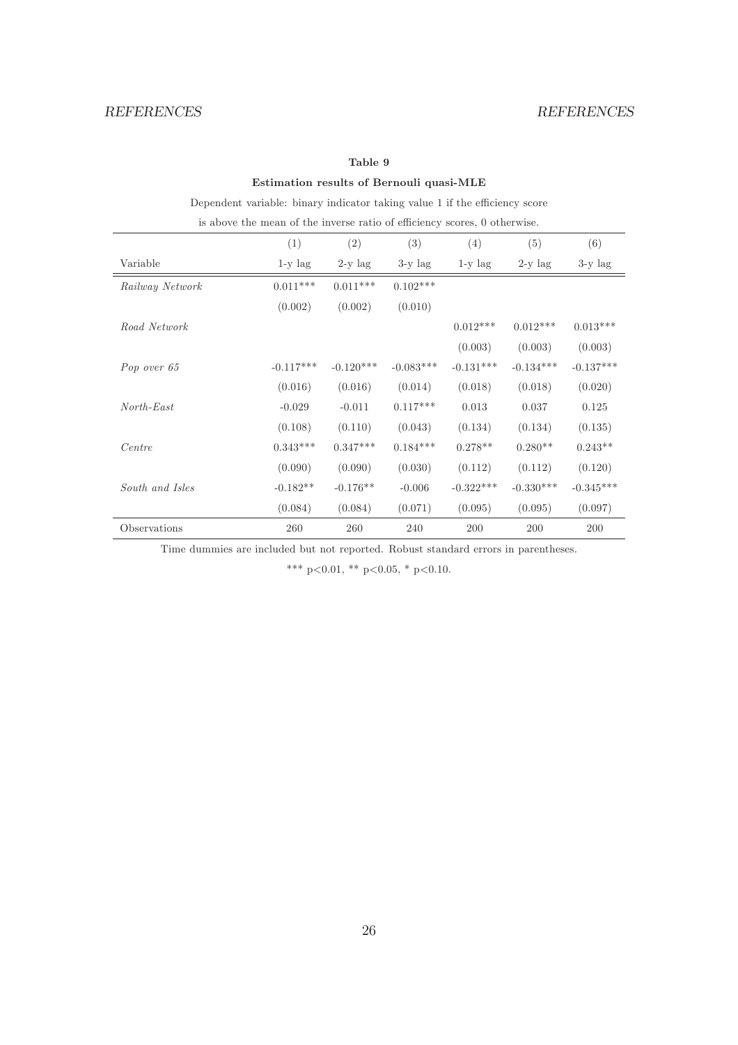**Table 9**

**Estimation results of Bernoulli quasi-MLE**

Dependent variable: binary indicator taking value 1 if the efficiency score is above the mean of the inverse ratio of efficiency scores, 0 otherwise.

| | (1) | (2) | (3) | (4) | (5) | (6) |
|---|---|---|---|---|---|---|
| Variable | 1-y lag | 2-y lag | 3-y lag | 1-y lag | 2-y lag | 3-y lag |
| *Railway Network* | 0.011*** | 0.011*** | 0.102*** | | | |
| | (0.002) | (0.002) | (0.010) | | | |
| *Road Network* | | | | 0.012*** | 0.012*** | 0.013*** |
| | | | | (0.003) | (0.003) | (0.003) |
| *Pop over 65* | -0.117*** | -0.120*** | -0.083*** | -0.131*** | -0.134*** | -0.137*** |
| | (0.016) | (0.016) | (0.014) | (0.018) | (0.018) | (0.020) |
| *North-East* | -0.029 | -0.011 | 0.117*** | 0.013 | 0.037 | 0.125 |
| | (0.108) | (0.110) | (0.043) | (0.134) | (0.134) | (0.135) |
| *Centre* | 0.343*** | 0.347*** | 0.184*** | 0.278** | 0.280** | 0.243** |
| | (0.090) | (0.090) | (0.030) | (0.112) | (0.112) | (0.120) |
| *South and Isles* | -0.182** | -0.176** | -0.006 | -0.322*** | -0.330*** | -0.345*** |
| | (0.084) | (0.084) | (0.071) | (0.095) | (0.095) | (0.097) |
| Observations | 260 | 260 | 240 | 200 | 200 | 200 |

Time dummies are included but not reported. Robust standard errors in parentheses.

*** $p<0.01$, ** $p<0.05$, * $p<0.10$.